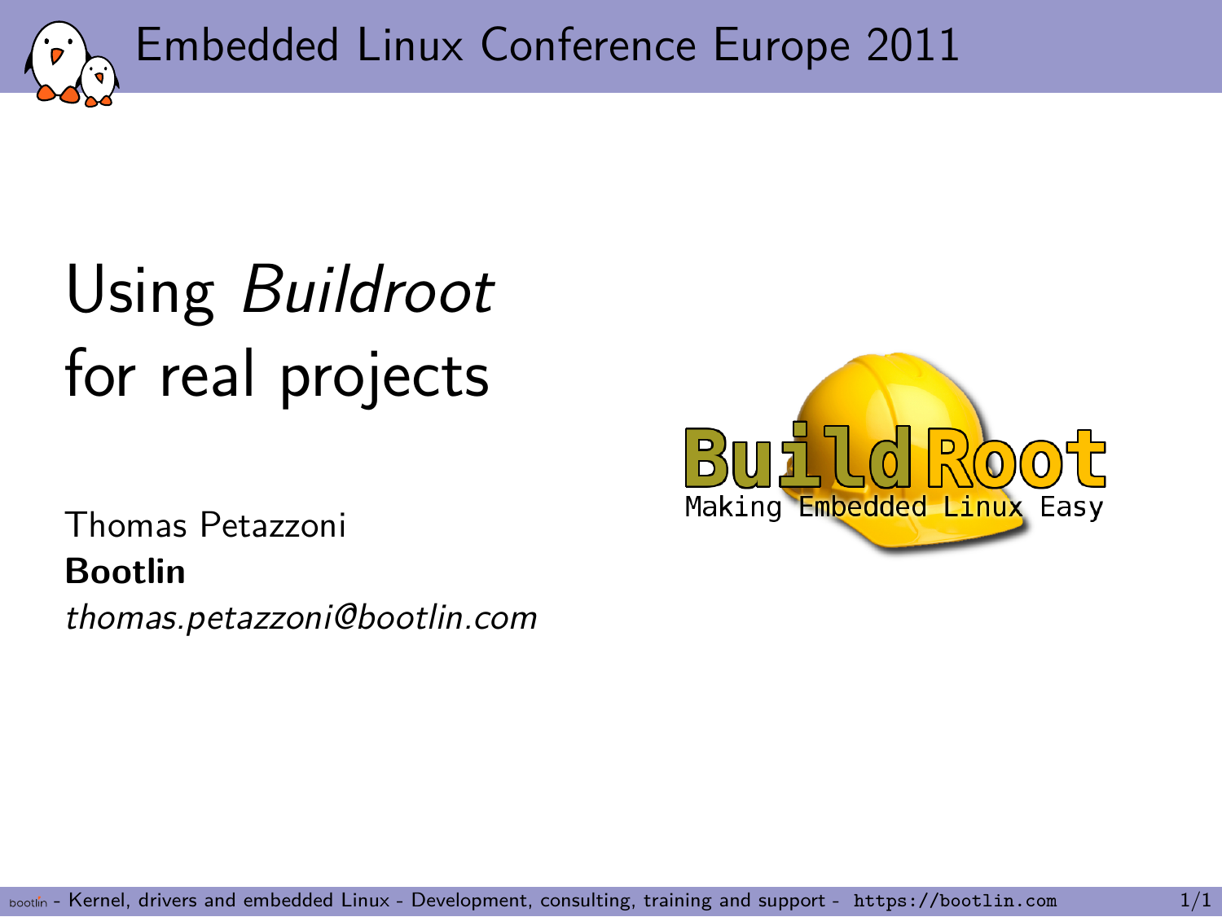Embedded Linux Conference Europe 2011

# Using *Buildroot* for real projects

Thomas Petazzoni
**Bootlin**
*thomas.petazzoni@bootlin.com*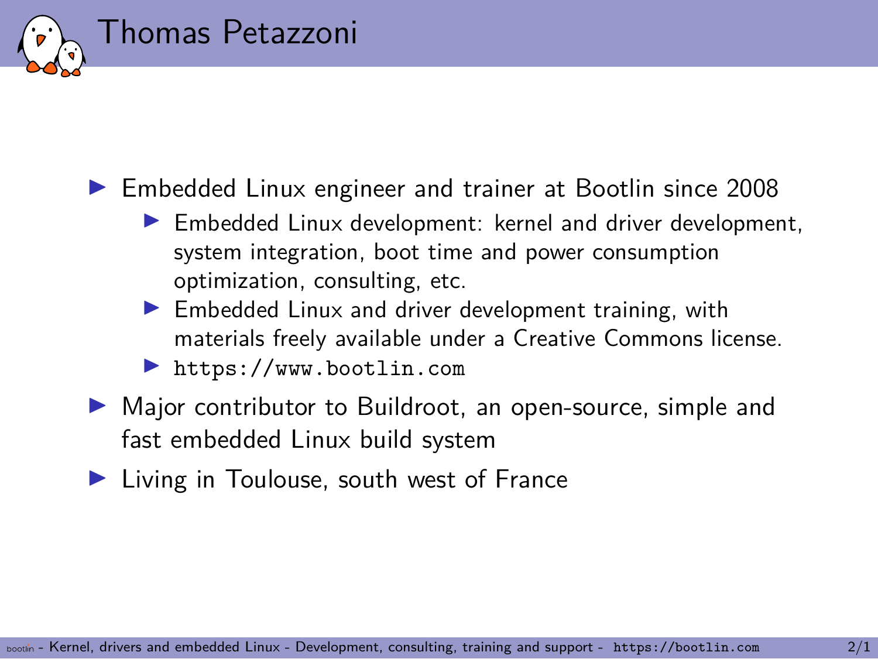# Thomas Petazzoni

- Embedded Linux engineer and trainer at Bootlin since 2008
  - Embedded Linux development: kernel and driver development, system integration, boot time and power consumption optimization, consulting, etc.
  - Embedded Linux and driver development training, with materials freely available under a Creative Commons license.
  - `https://www.bootlin.com`
- Major contributor to Buildroot, an open-source, simple and fast embedded Linux build system
- Living in Toulouse, south west of France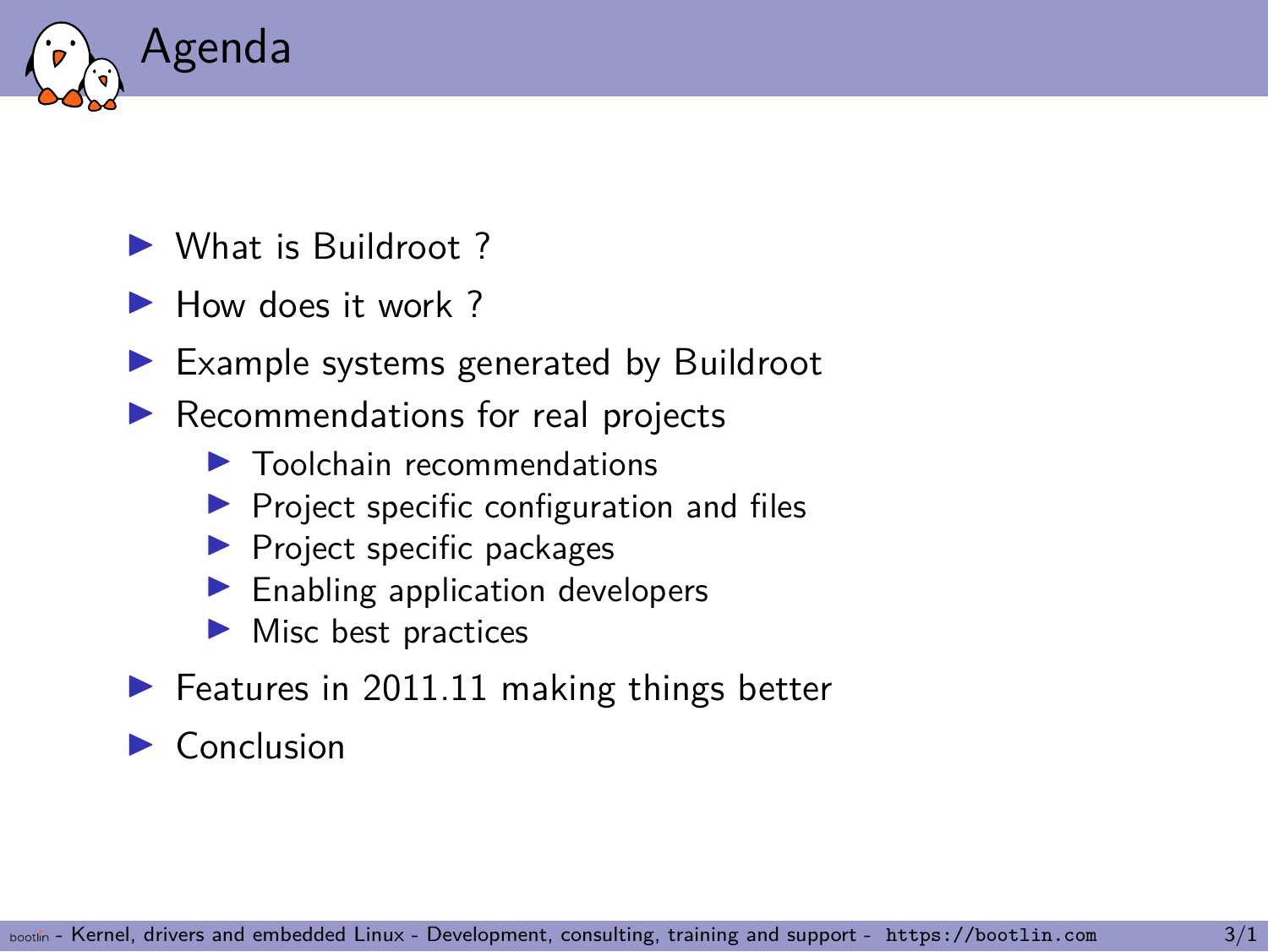# Agenda

- What is Buildroot ?
- How does it work ?
- Example systems generated by Buildroot
- Recommendations for real projects
  - Toolchain recommendations
  - Project specific configuration and files
  - Project specific packages
  - Enabling application developers
  - Misc best practices
- Features in 2011.11 making things better
- Conclusion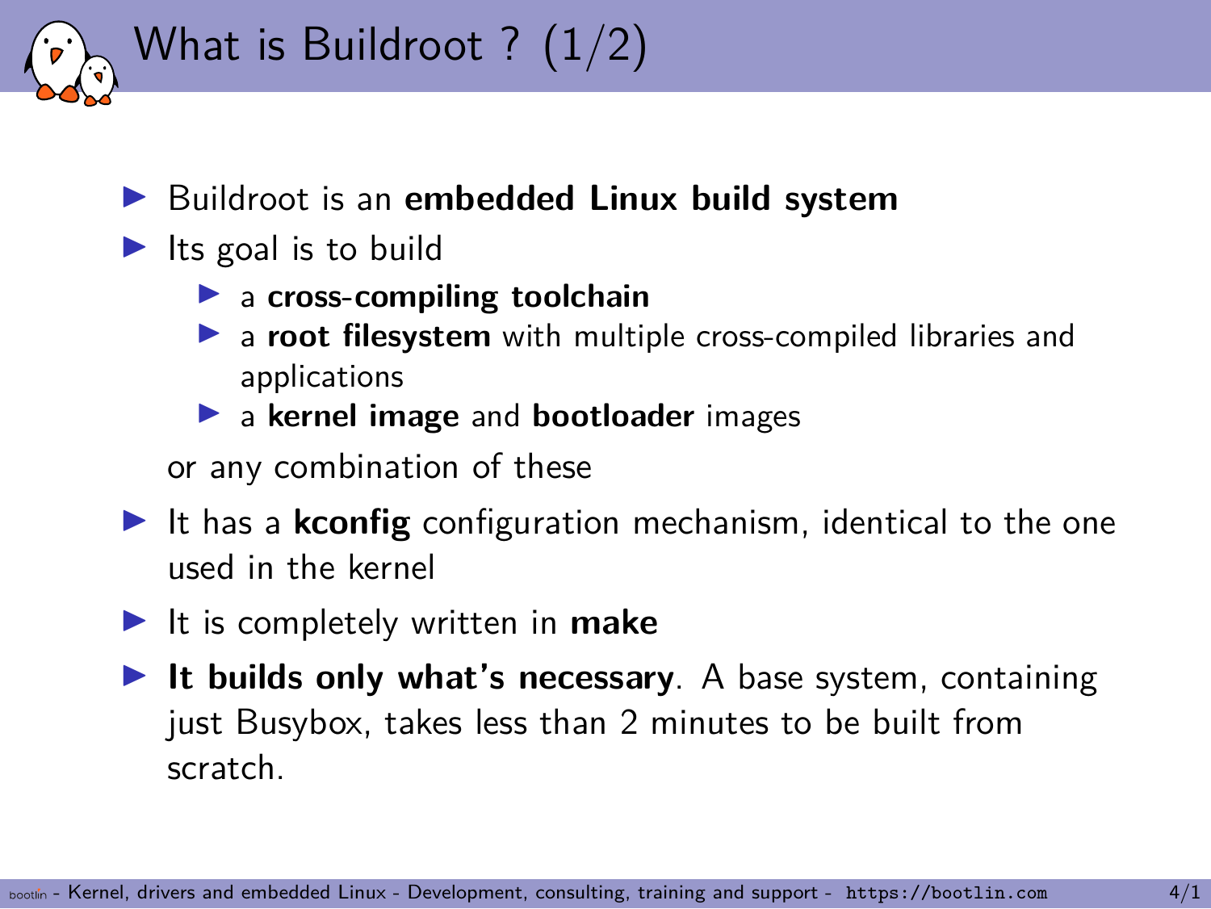# What is Buildroot ? (1/2)

- Buildroot is an **embedded Linux build system**
- Its goal is to build
  - a **cross-compiling toolchain**
  - a **root filesystem** with multiple cross-compiled libraries and applications
  - a **kernel image** and **bootloader** images

  or any combination of these
- It has a **kconfig** configuration mechanism, identical to the one used in the kernel
- It is completely written in **make**
- **It builds only what's necessary**. A base system, containing just Busybox, takes less than 2 minutes to be built from scratch.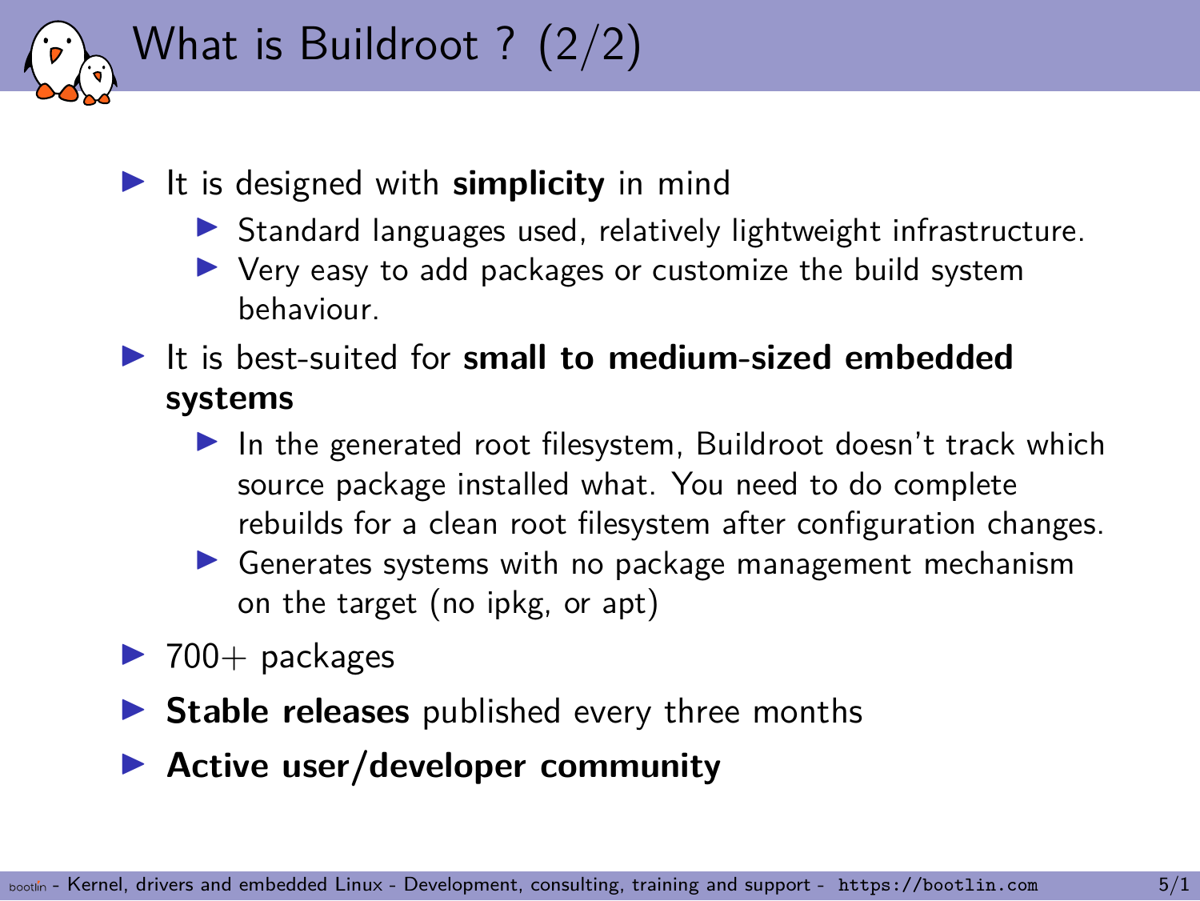# What is Buildroot ? (2/2)

- It is designed with **simplicity** in mind
  - Standard languages used, relatively lightweight infrastructure.
  - Very easy to add packages or customize the build system behaviour.
- It is best-suited for **small to medium-sized embedded systems**
  - In the generated root filesystem, Buildroot doesn't track which source package installed what. You need to do complete rebuilds for a clean root filesystem after configuration changes.
  - Generates systems with no package management mechanism on the target (no ipkg, or apt)
- 700+ packages
- **Stable releases** published every three months
- **Active user/developer community**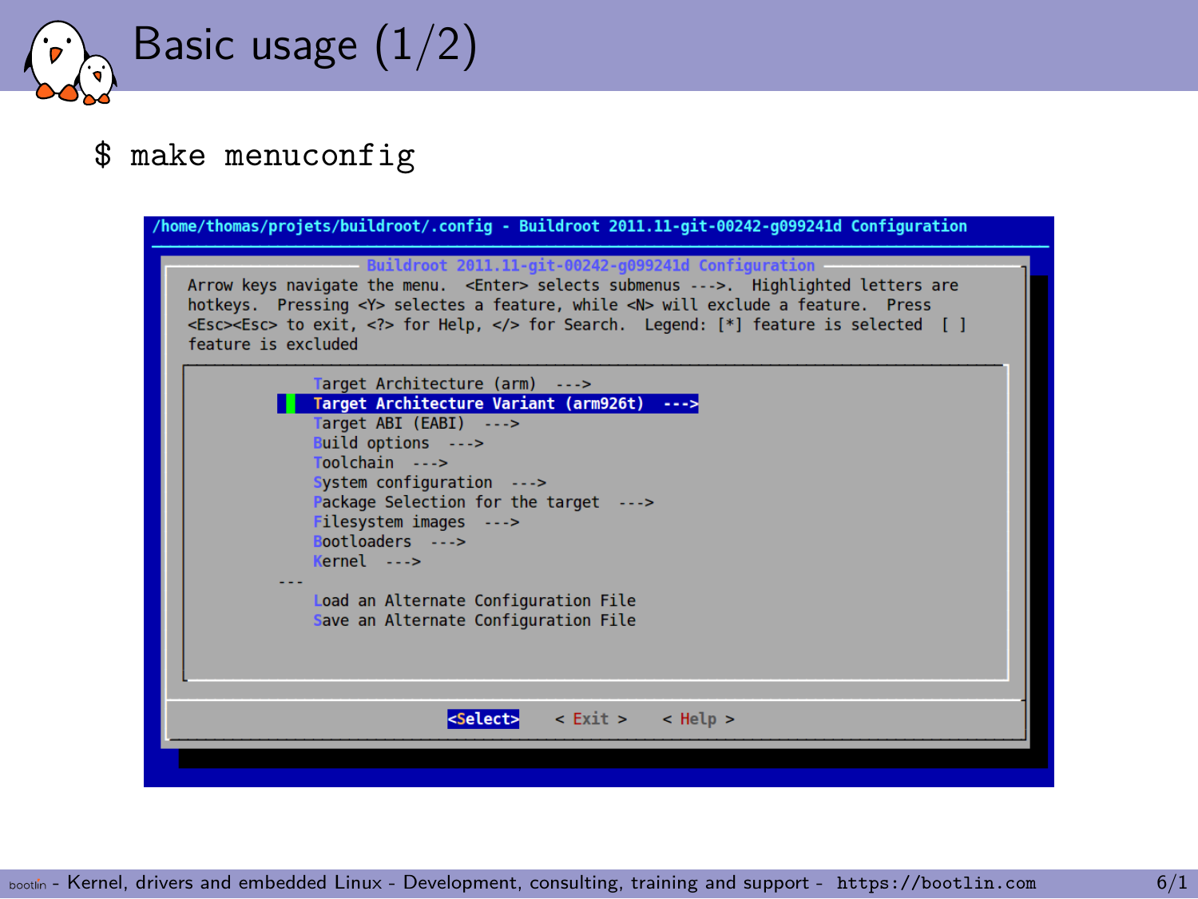# Basic usage (1/2)

```
$ make menuconfig
```

```
/home/thomas/projets/buildroot/.config - Buildroot 2011.11-git-00242-g099241d Configuration

 Buildroot 2011.11-git-00242-g099241d Configuration
 Arrow keys navigate the menu.  <Enter> selects submenus --->.  Highlighted letters are
 hotkeys.  Pressing <Y> selectes a feature, while <N> will exclude a feature.  Press
 <Esc><Esc> to exit, <?> for Help, </> for Search.  Legend: [*] feature is selected  [ ]
 feature is excluded

            Target Architecture (arm)  --->
            Target Architecture Variant (arm926t)  --->
            Target ABI (EABI)  --->
            Build options  --->
            Toolchain  --->
            System configuration  --->
            Package Selection for the target  --->
            Filesystem images  --->
            Bootloaders  --->
            Kernel  --->
        ---
            Load an Alternate Configuration File
            Save an Alternate Configuration File

                    <Select>    < Exit >    < Help >
```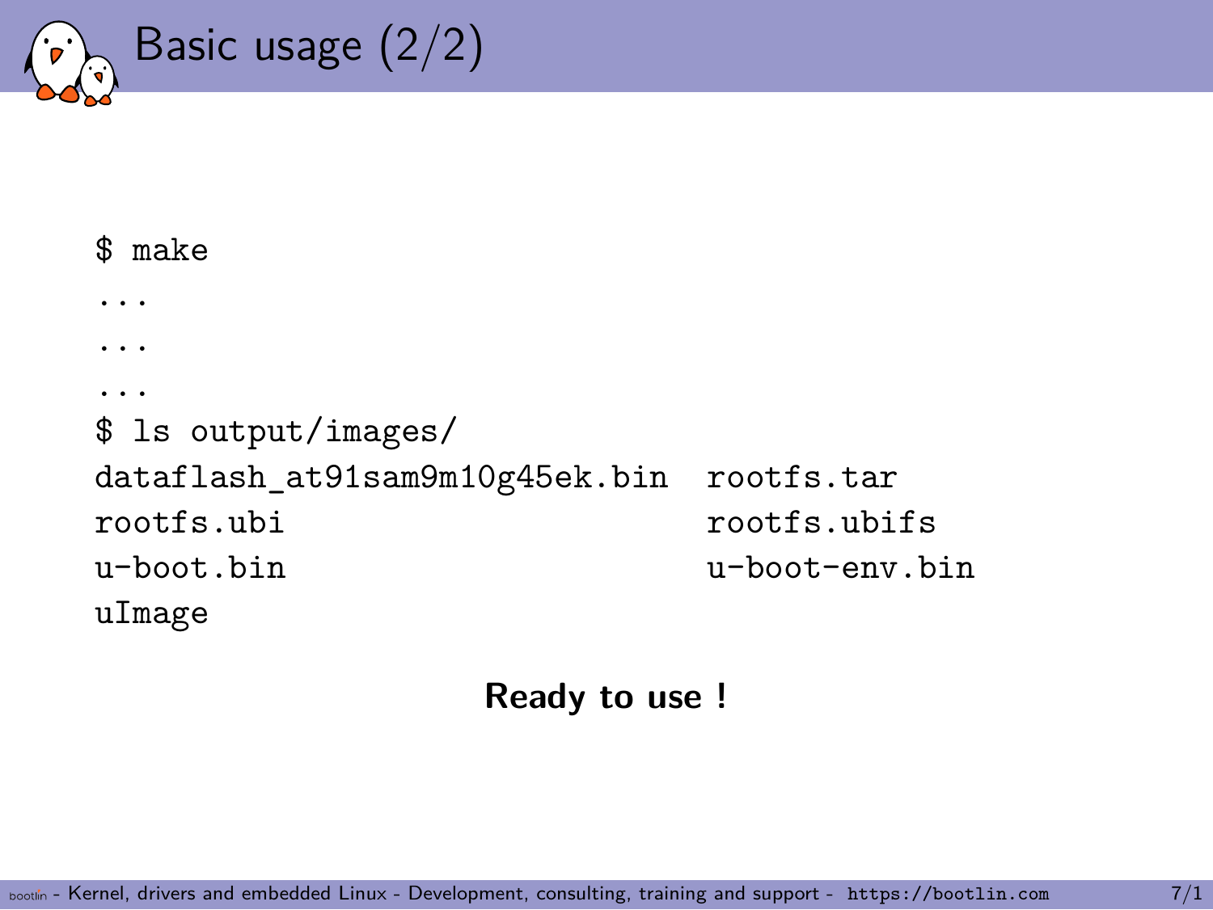# Basic usage (2/2)

```
$ make
...
...
...
$ ls output/images/
dataflash_at91sam9m10g45ek.bin  rootfs.tar
rootfs.ubi                      rootfs.ubifs
u-boot.bin                      u-boot-env.bin
uImage
```

**Ready to use !**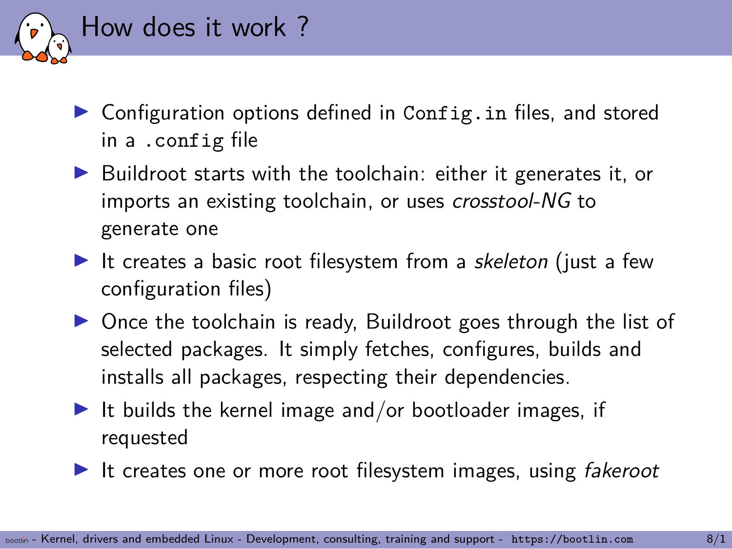# How does it work ?

- Configuration options defined in `Config.in` files, and stored in a `.config` file
- Buildroot starts with the toolchain: either it generates it, or imports an existing toolchain, or uses *crosstool-NG* to generate one
- It creates a basic root filesystem from a *skeleton* (just a few configuration files)
- Once the toolchain is ready, Buildroot goes through the list of selected packages. It simply fetches, configures, builds and installs all packages, respecting their dependencies.
- It builds the kernel image and/or bootloader images, if requested
- It creates one or more root filesystem images, using *fakeroot*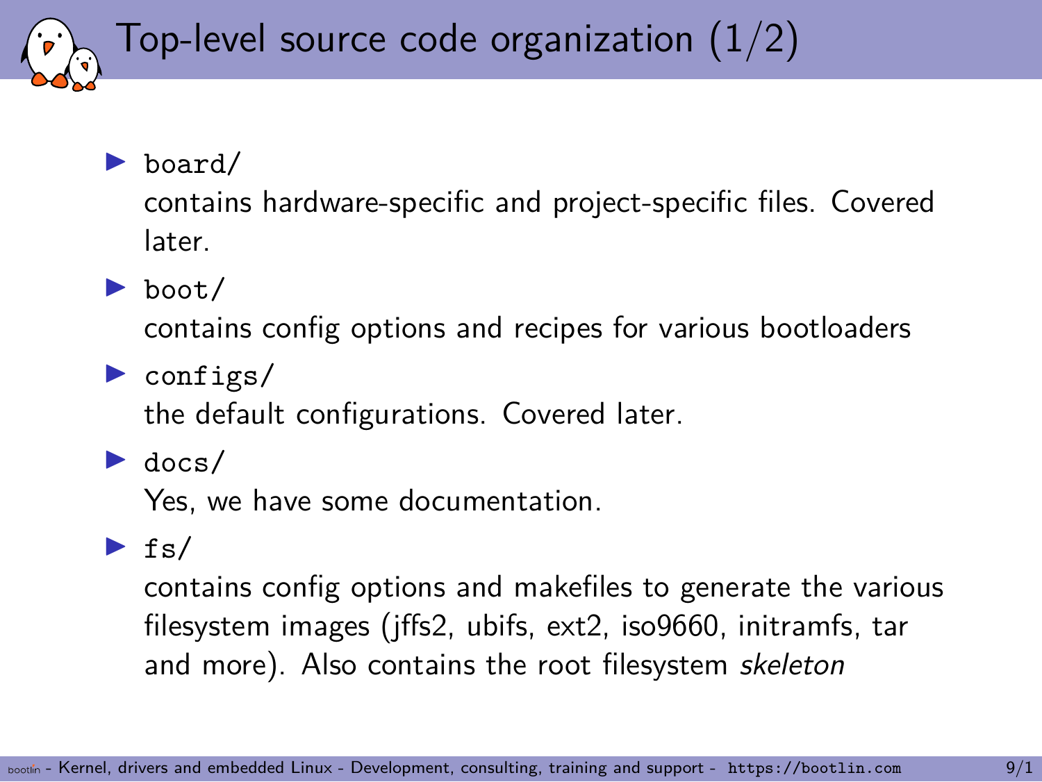# Top-level source code organization (1/2)

- `board/`

  contains hardware-specific and project-specific files. Covered later.

- `boot/`

  contains config options and recipes for various bootloaders

- `configs/`

  the default configurations. Covered later.

- `docs/`

  Yes, we have some documentation.

- `fs/`

  contains config options and makefiles to generate the various filesystem images (jffs2, ubifs, ext2, iso9660, initramfs, tar and more). Also contains the root filesystem *skeleton*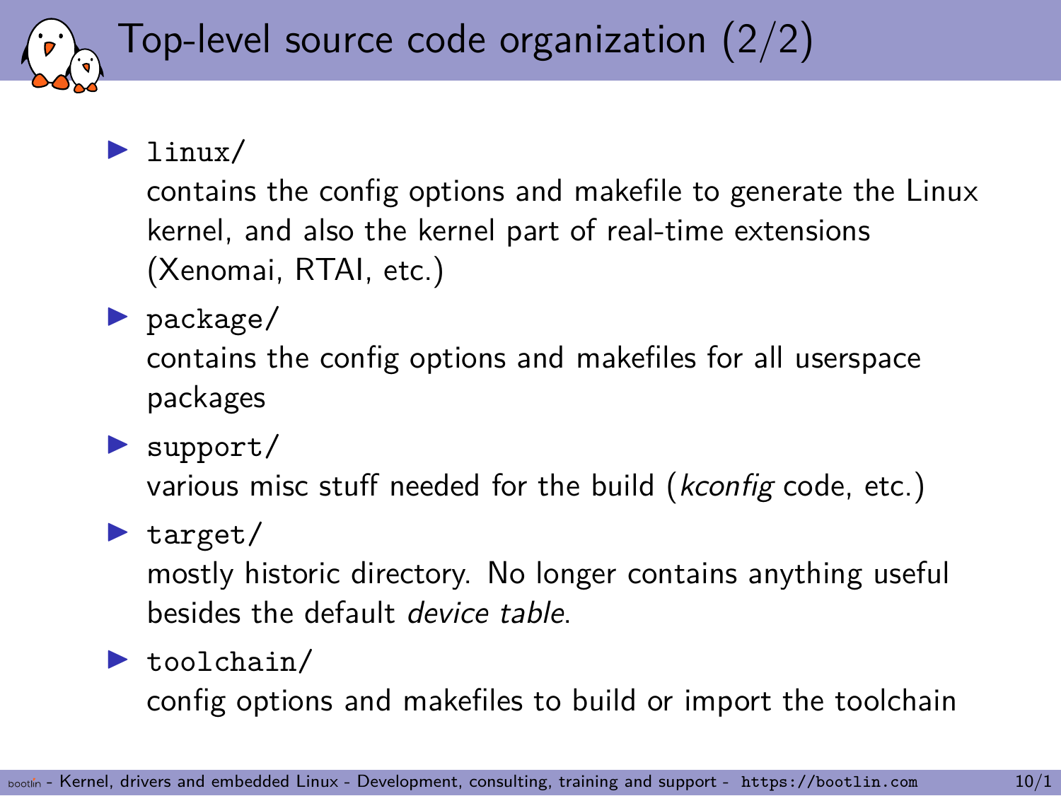# Top-level source code organization (2/2)

- `linux/`
  contains the config options and makefile to generate the Linux kernel, and also the kernel part of real-time extensions (Xenomai, RTAI, etc.)
- `package/`
  contains the config options and makefiles for all userspace packages
- `support/`
  various misc stuff needed for the build (*kconfig* code, etc.)
- `target/`
  mostly historic directory. No longer contains anything useful besides the default *device table*.
- `toolchain/`
  config options and makefiles to build or import the toolchain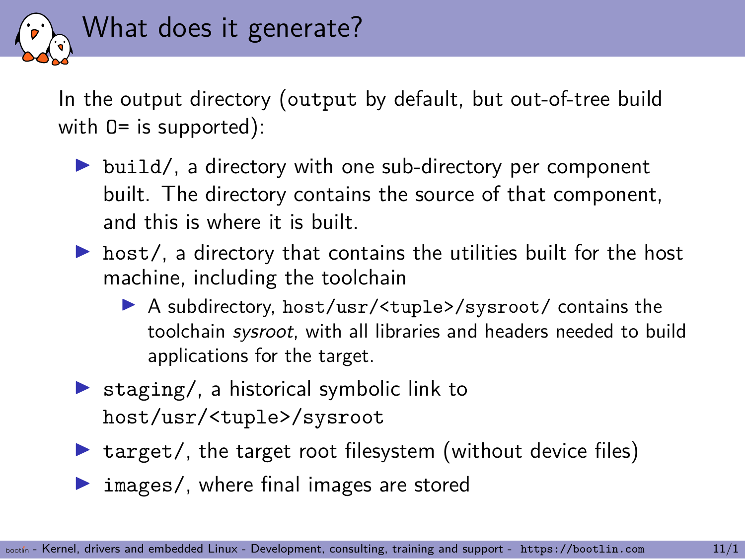# What does it generate?

In the output directory (`output` by default, but out-of-tree build with `O=` is supported):

- `build/`, a directory with one sub-directory per component built. The directory contains the source of that component, and this is where it is built.
- `host/`, a directory that contains the utilities built for the host machine, including the toolchain
  - A subdirectory, `host/usr/<tuple>/sysroot/` contains the toolchain *sysroot*, with all libraries and headers needed to build applications for the target.
- `staging/`, a historical symbolic link to `host/usr/<tuple>/sysroot`
- `target/`, the target root filesystem (without device files)
- `images/`, where final images are stored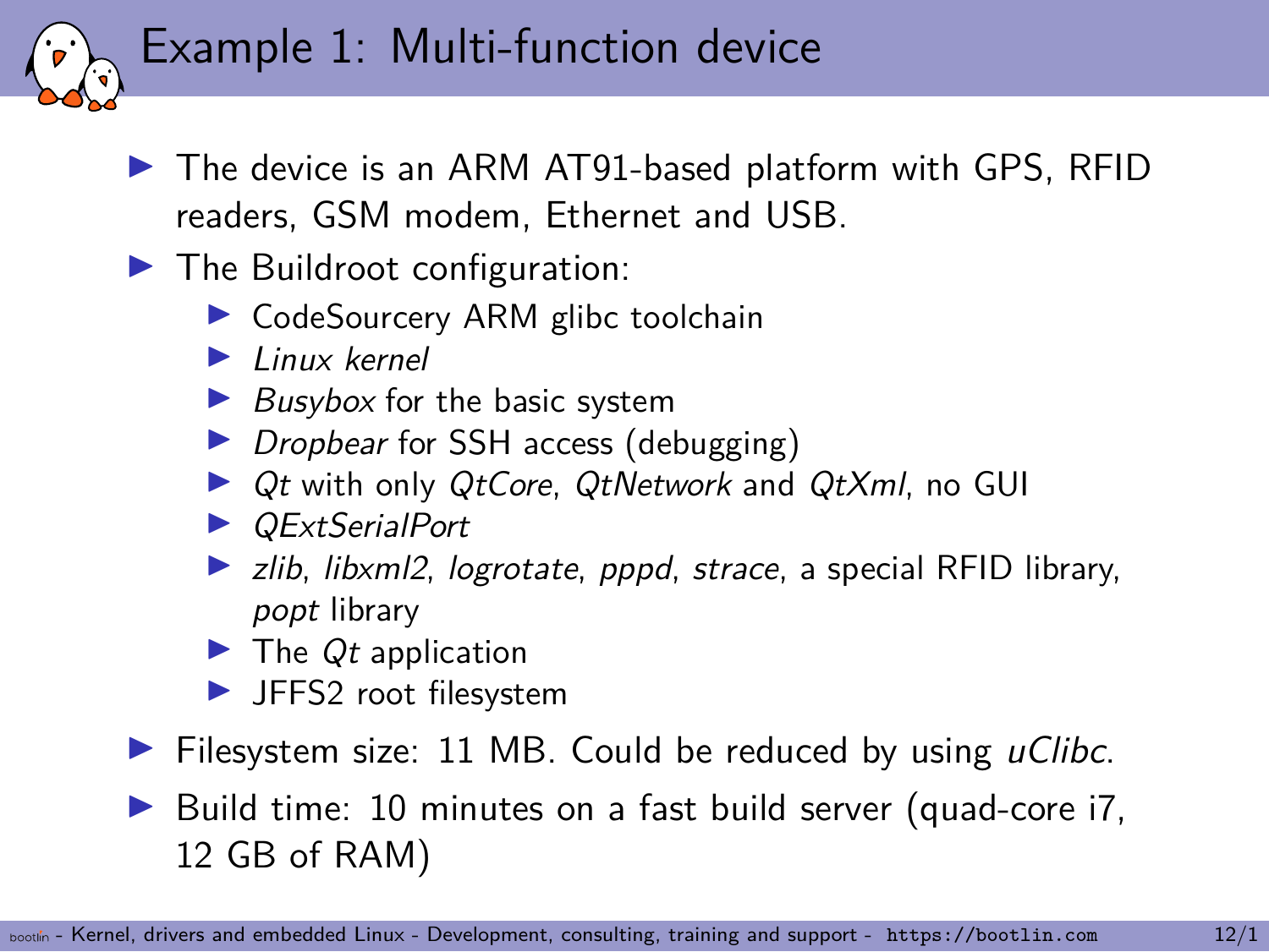# Example 1: Multi-function device

- The device is an ARM AT91-based platform with GPS, RFID readers, GSM modem, Ethernet and USB.
- The Buildroot configuration:
  - CodeSourcery ARM glibc toolchain
  - *Linux kernel*
  - *Busybox* for the basic system
  - *Dropbear* for SSH access (debugging)
  - *Qt* with only *QtCore*, *QtNetwork* and *QtXml*, no GUI
  - *QExtSerialPort*
  - *zlib*, *libxml2*, *logrotate*, *pppd*, *strace*, a special RFID library, *popt* library
  - The *Qt* application
  - JFFS2 root filesystem
- Filesystem size: 11 MB. Could be reduced by using *uClibc*.
- Build time: 10 minutes on a fast build server (quad-core i7, 12 GB of RAM)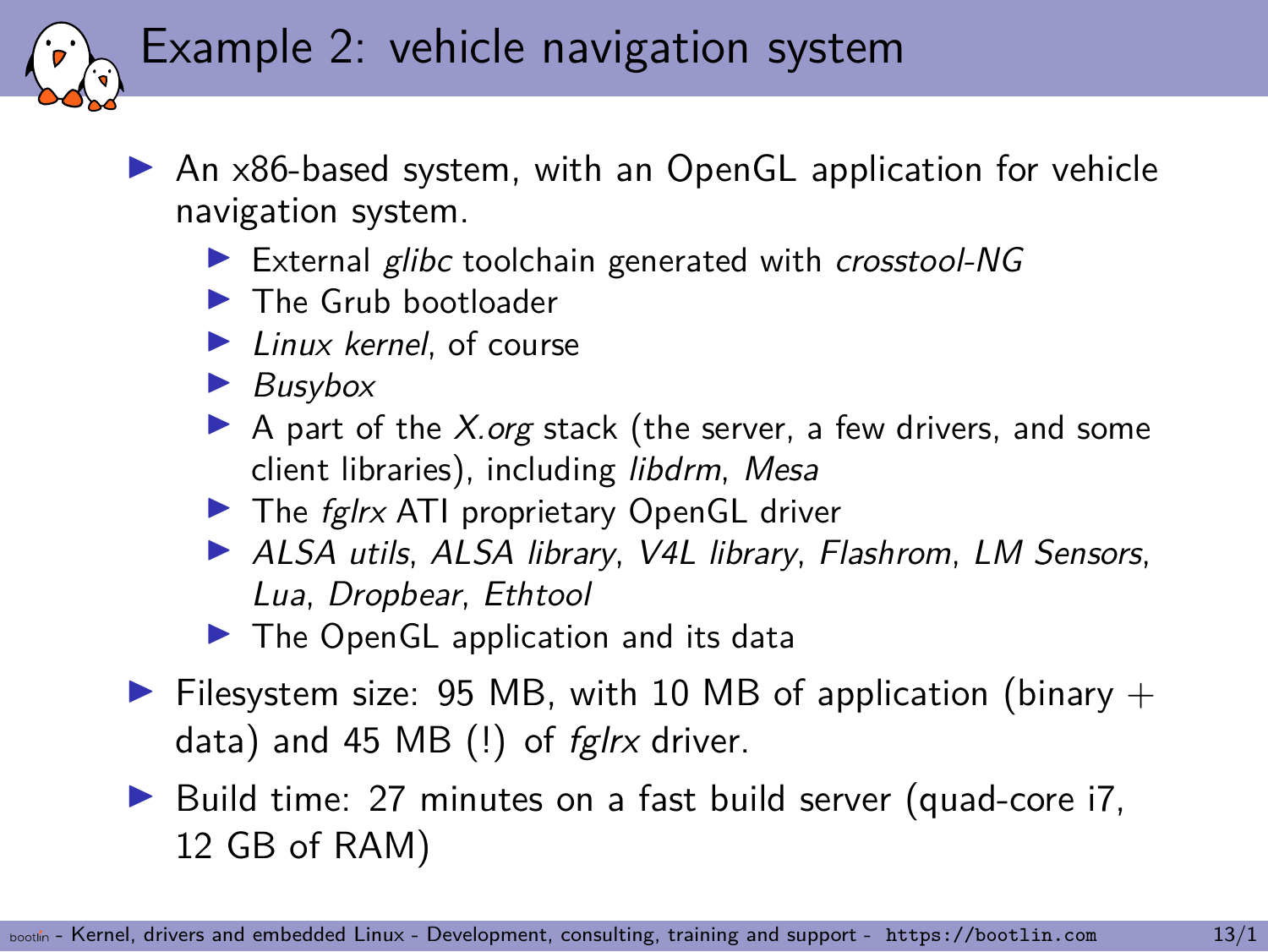# Example 2: vehicle navigation system

- An x86-based system, with an OpenGL application for vehicle navigation system.
  - External *glibc* toolchain generated with *crosstool-NG*
  - The Grub bootloader
  - *Linux kernel*, of course
  - *Busybox*
  - A part of the *X.org* stack (the server, a few drivers, and some client libraries), including *libdrm*, *Mesa*
  - The *fglrx* ATI proprietary OpenGL driver
  - *ALSA utils*, *ALSA library*, *V4L library*, *Flashrom*, *LM Sensors*, *Lua*, *Dropbear*, *Ethtool*
  - The OpenGL application and its data
- Filesystem size: 95 MB, with 10 MB of application (binary + data) and 45 MB (!) of *fglrx* driver.
- Build time: 27 minutes on a fast build server (quad-core i7, 12 GB of RAM)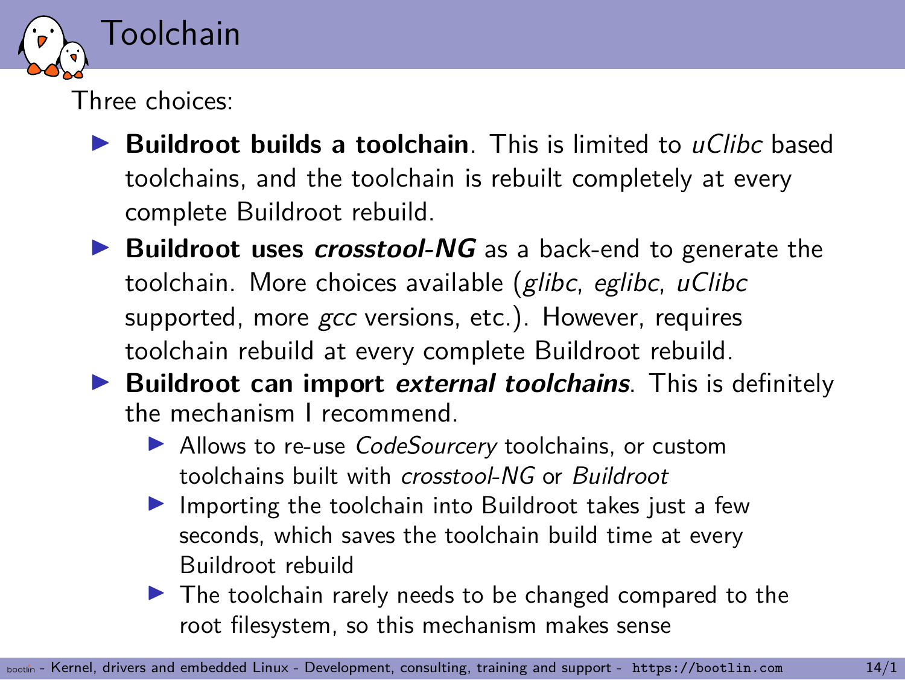# Toolchain

Three choices:

- **Buildroot builds a toolchain**. This is limited to *uClibc* based toolchains, and the toolchain is rebuilt completely at every complete Buildroot rebuild.
- **Buildroot uses *crosstool-NG*** as a back-end to generate the toolchain. More choices available (*glibc*, *eglibc*, *uClibc* supported, more *gcc* versions, etc.). However, requires toolchain rebuild at every complete Buildroot rebuild.
- **Buildroot can import *external toolchains***. This is definitely the mechanism I recommend.
  - Allows to re-use *CodeSourcery* toolchains, or custom toolchains built with *crosstool-NG* or *Buildroot*
  - Importing the toolchain into Buildroot takes just a few seconds, which saves the toolchain build time at every Buildroot rebuild
  - The toolchain rarely needs to be changed compared to the root filesystem, so this mechanism makes sense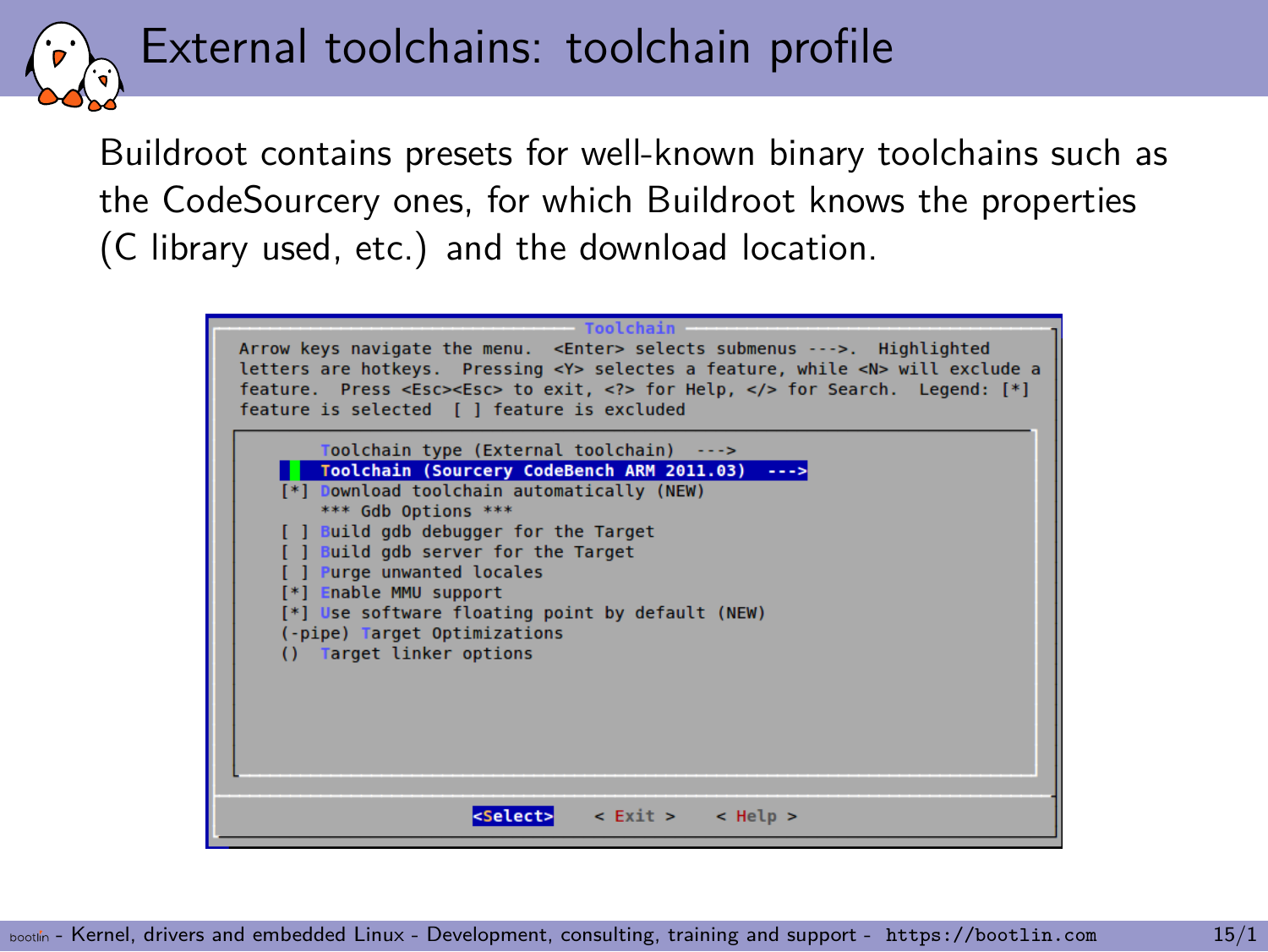# External toolchains: toolchain profile

Buildroot contains presets for well-known binary toolchains such as the CodeSourcery ones, for which Buildroot knows the properties (C library used, etc.) and the download location.

```
                              Toolchain
 Arrow keys navigate the menu.  <Enter> selects submenus --->.  Highlighted
 letters are hotkeys.  Pressing <Y> selectes a feature, while <N> will exclude a
 feature.  Press <Esc><Esc> to exit, <?> for Help, </> for Search.  Legend: [*]
 feature is selected  [ ] feature is excluded

        Toolchain type (External toolchain)  --->
        Toolchain (Sourcery CodeBench ARM 2011.03)  --->
    [*] Download toolchain automatically (NEW)
        *** Gdb Options ***
    [ ] Build gdb debugger for the Target
    [ ] Build gdb server for the Target
    [ ] Purge unwanted locales
    [*] Enable MMU support
    [*] Use software floating point by default (NEW)
    (-pipe) Target Optimizations
    ()  Target linker options

              <Select>    < Exit >    < Help >
```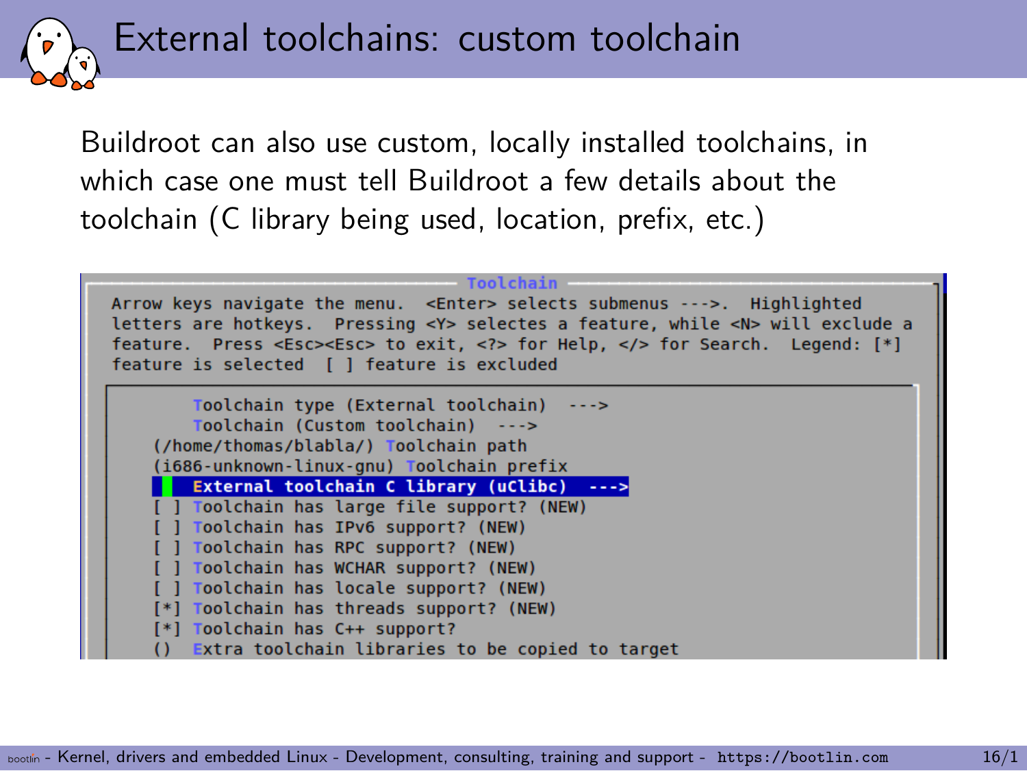# External toolchains: custom toolchain

Buildroot can also use custom, locally installed toolchains, in which case one must tell Buildroot a few details about the toolchain (C library being used, location, prefix, etc.)

```
                              Toolchain
 Arrow keys navigate the menu.  <Enter> selects submenus --->.  Highlighted
 letters are hotkeys.  Pressing <Y> selectes a feature, while <N> will exclude a
 feature.  Press <Esc><Esc> to exit, <?> for Help, </> for Search.  Legend: [*]
 feature is selected  [ ] feature is excluded

        Toolchain type (External toolchain)  --->
        Toolchain (Custom toolchain)  --->
    (/home/thomas/blabla/) Toolchain path
    (i686-unknown-linux-gnu) Toolchain prefix
        External toolchain C library (uClibc)  --->
    [ ] Toolchain has large file support? (NEW)
    [ ] Toolchain has IPv6 support? (NEW)
    [ ] Toolchain has RPC support? (NEW)
    [ ] Toolchain has WCHAR support? (NEW)
    [ ] Toolchain has locale support? (NEW)
    [*] Toolchain has threads support? (NEW)
    [*] Toolchain has C++ support?
    ()  Extra toolchain libraries to be copied to target
```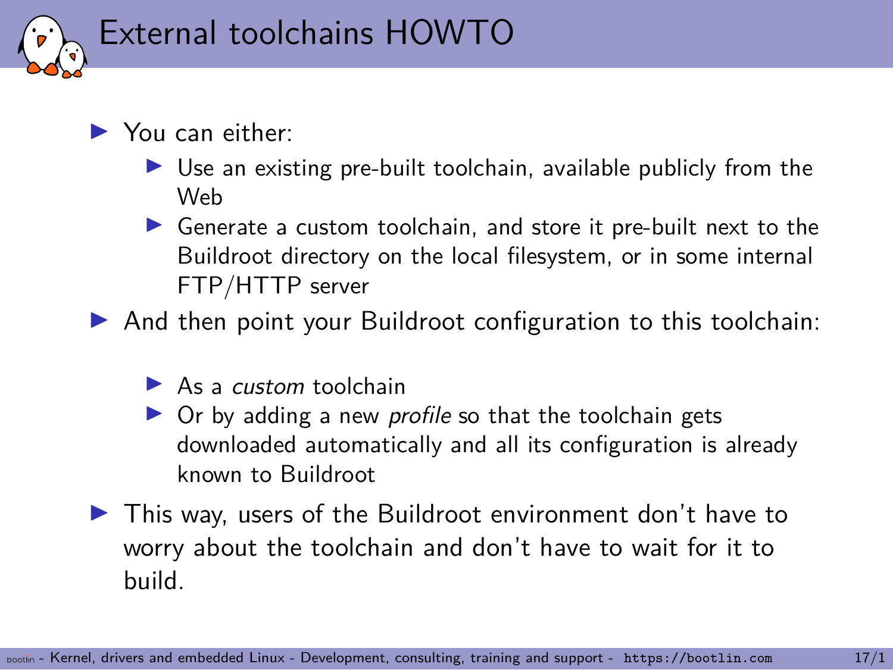# External toolchains HOWTO

- You can either:
  - Use an existing pre-built toolchain, available publicly from the Web
  - Generate a custom toolchain, and store it pre-built next to the Buildroot directory on the local filesystem, or in some internal FTP/HTTP server
- And then point your Buildroot configuration to this toolchain:
  - As a *custom* toolchain
  - Or by adding a new *profile* so that the toolchain gets downloaded automatically and all its configuration is already known to Buildroot
- This way, users of the Buildroot environment don't have to worry about the toolchain and don't have to wait for it to build.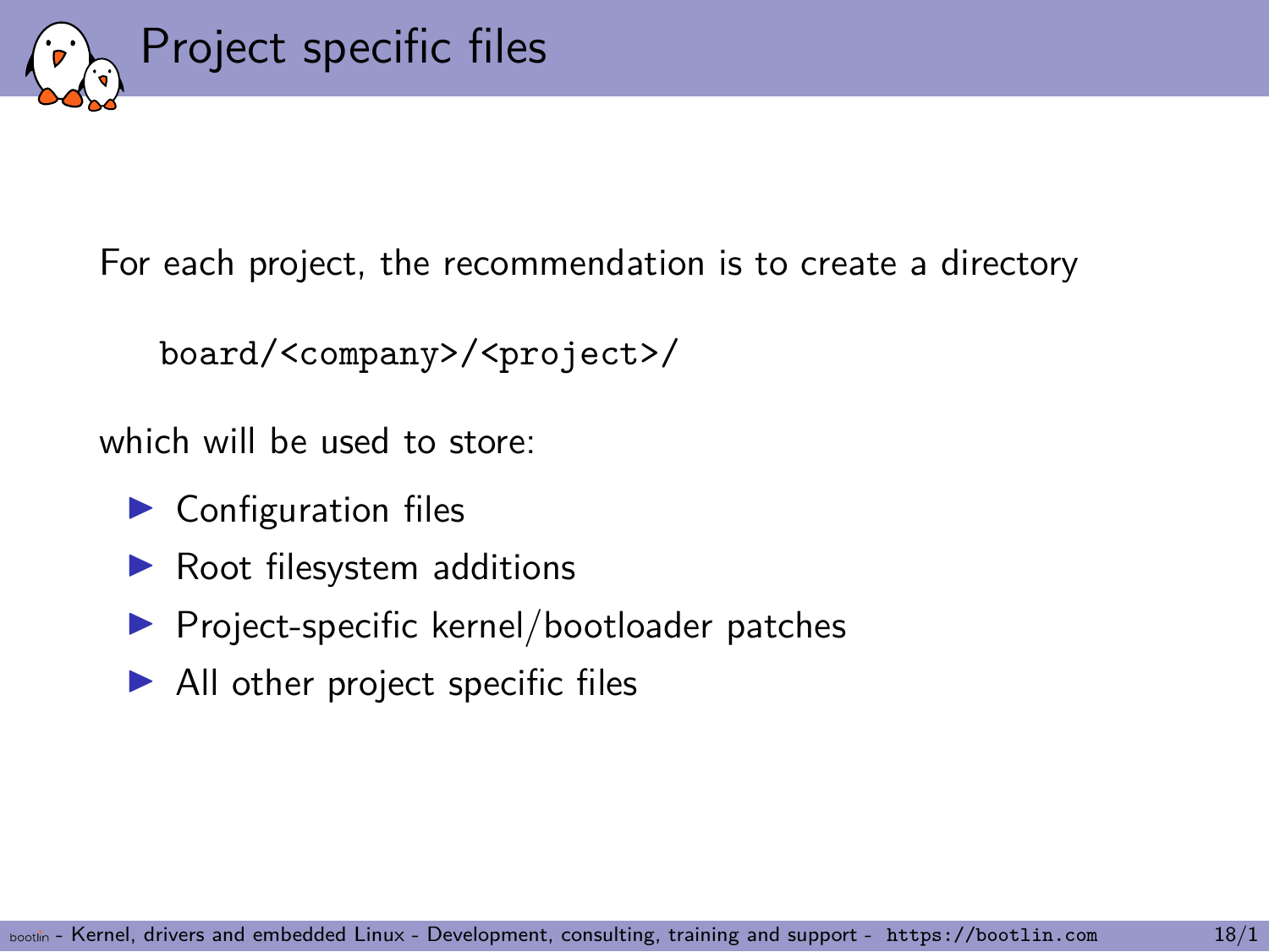# Project specific files

For each project, the recommendation is to create a directory

```
board/<company>/<project>/
```

which will be used to store:

- Configuration files
- Root filesystem additions
- Project-specific kernel/bootloader patches
- All other project specific files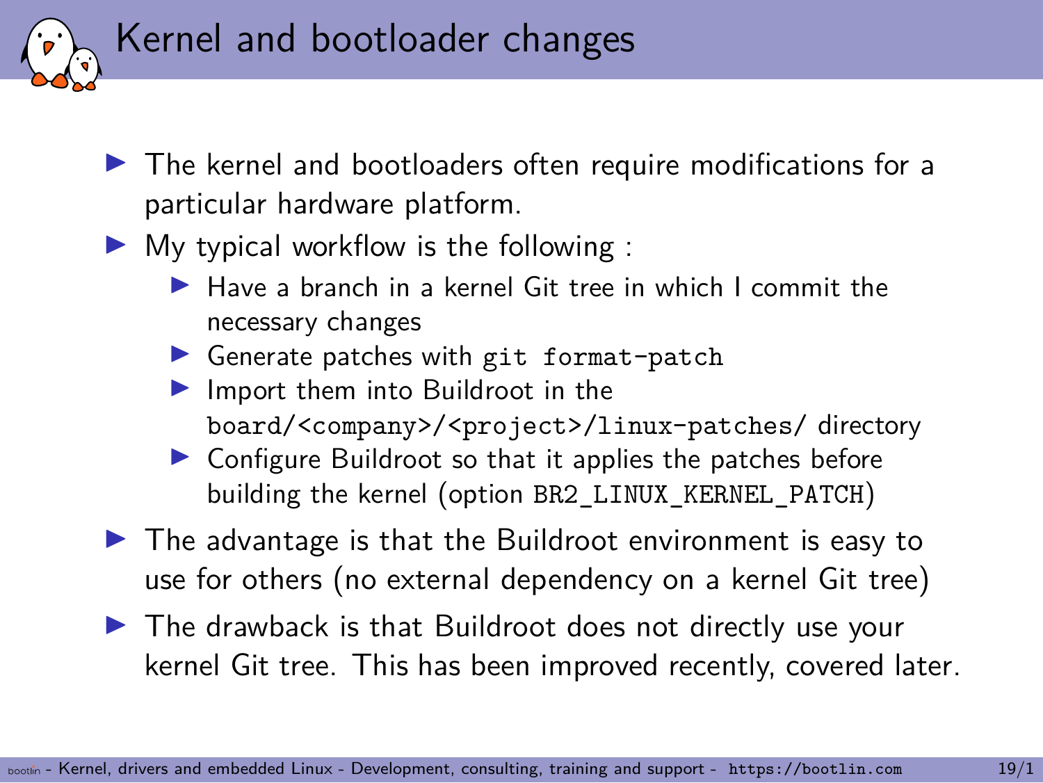# Kernel and bootloader changes

- The kernel and bootloaders often require modifications for a particular hardware platform.
- My typical workflow is the following :
  - Have a branch in a kernel Git tree in which I commit the necessary changes
  - Generate patches with `git format-patch`
  - Import them into Buildroot in the `board/<company>/<project>/linux-patches/` directory
  - Configure Buildroot so that it applies the patches before building the kernel (option `BR2_LINUX_KERNEL_PATCH`)
- The advantage is that the Buildroot environment is easy to use for others (no external dependency on a kernel Git tree)
- The drawback is that Buildroot does not directly use your kernel Git tree. This has been improved recently, covered later.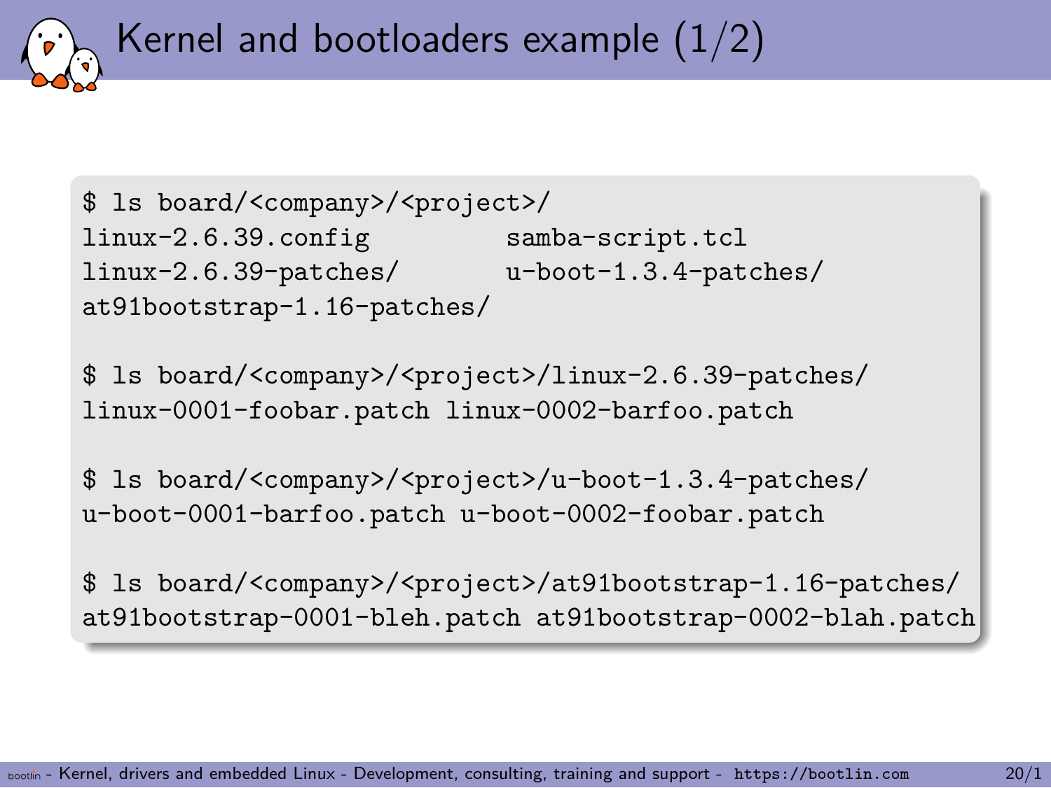# Kernel and bootloaders example (1/2)

```
$ ls board/<company>/<project>/
linux-2.6.39.config          samba-script.tcl
linux-2.6.39-patches/        u-boot-1.3.4-patches/
at91bootstrap-1.16-patches/

$ ls board/<company>/<project>/linux-2.6.39-patches/
linux-0001-foobar.patch linux-0002-barfoo.patch

$ ls board/<company>/<project>/u-boot-1.3.4-patches/
u-boot-0001-barfoo.patch u-boot-0002-foobar.patch

$ ls board/<company>/<project>/at91bootstrap-1.16-patches/
at91bootstrap-0001-bleh.patch at91bootstrap-0002-blah.patch
```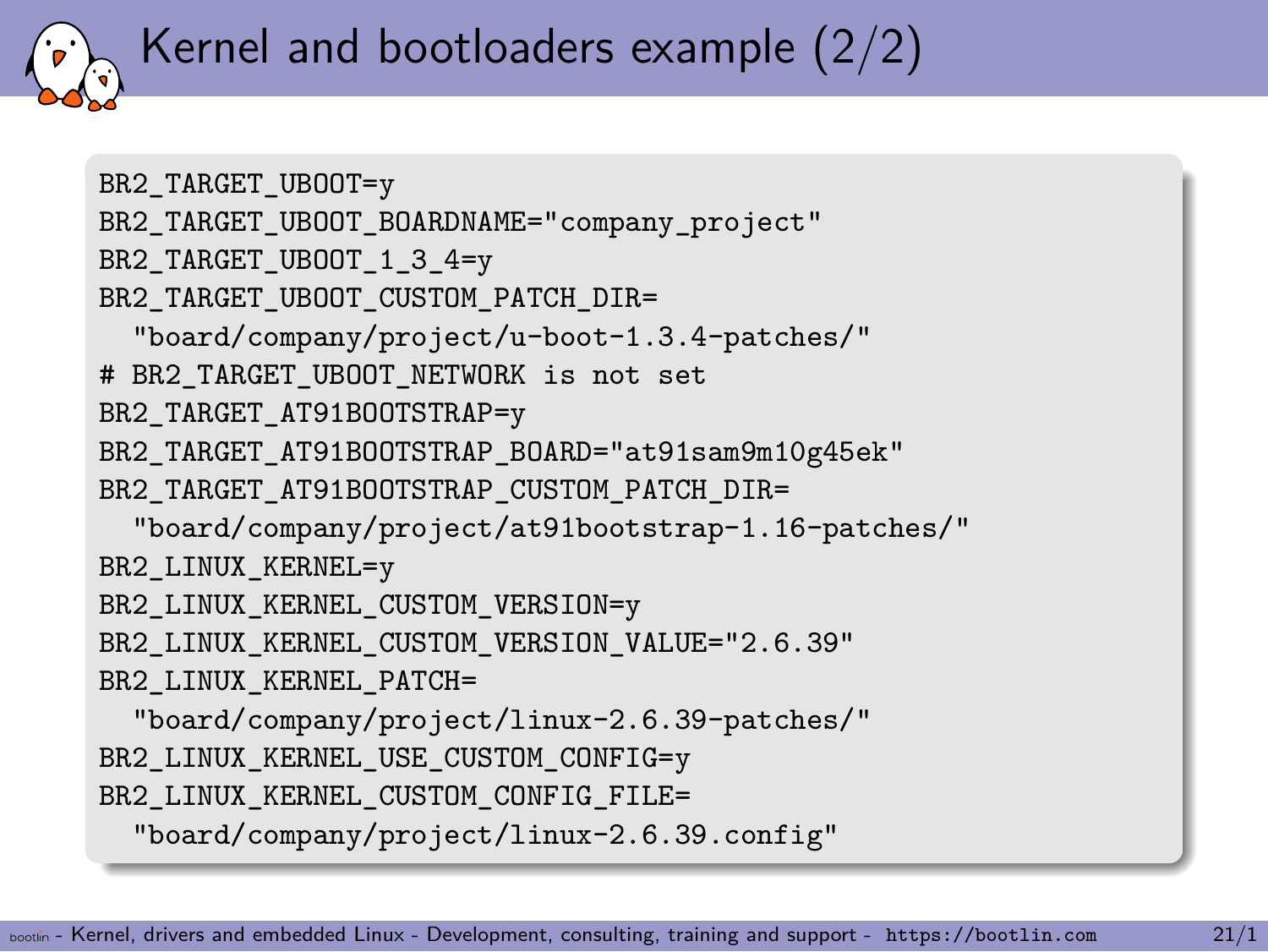# Kernel and bootloaders example (2/2)

```
BR2_TARGET_UBOOT=y
BR2_TARGET_UBOOT_BOARDNAME="company_project"
BR2_TARGET_UBOOT_1_3_4=y
BR2_TARGET_UBOOT_CUSTOM_PATCH_DIR=
  "board/company/project/u-boot-1.3.4-patches/"
# BR2_TARGET_UBOOT_NETWORK is not set
BR2_TARGET_AT91BOOTSTRAP=y
BR2_TARGET_AT91BOOTSTRAP_BOARD="at91sam9m10g45ek"
BR2_TARGET_AT91BOOTSTRAP_CUSTOM_PATCH_DIR=
  "board/company/project/at91bootstrap-1.16-patches/"
BR2_LINUX_KERNEL=y
BR2_LINUX_KERNEL_CUSTOM_VERSION=y
BR2_LINUX_KERNEL_CUSTOM_VERSION_VALUE="2.6.39"
BR2_LINUX_KERNEL_PATCH=
  "board/company/project/linux-2.6.39-patches/"
BR2_LINUX_KERNEL_USE_CUSTOM_CONFIG=y
BR2_LINUX_KERNEL_CUSTOM_CONFIG_FILE=
  "board/company/project/linux-2.6.39.config"
```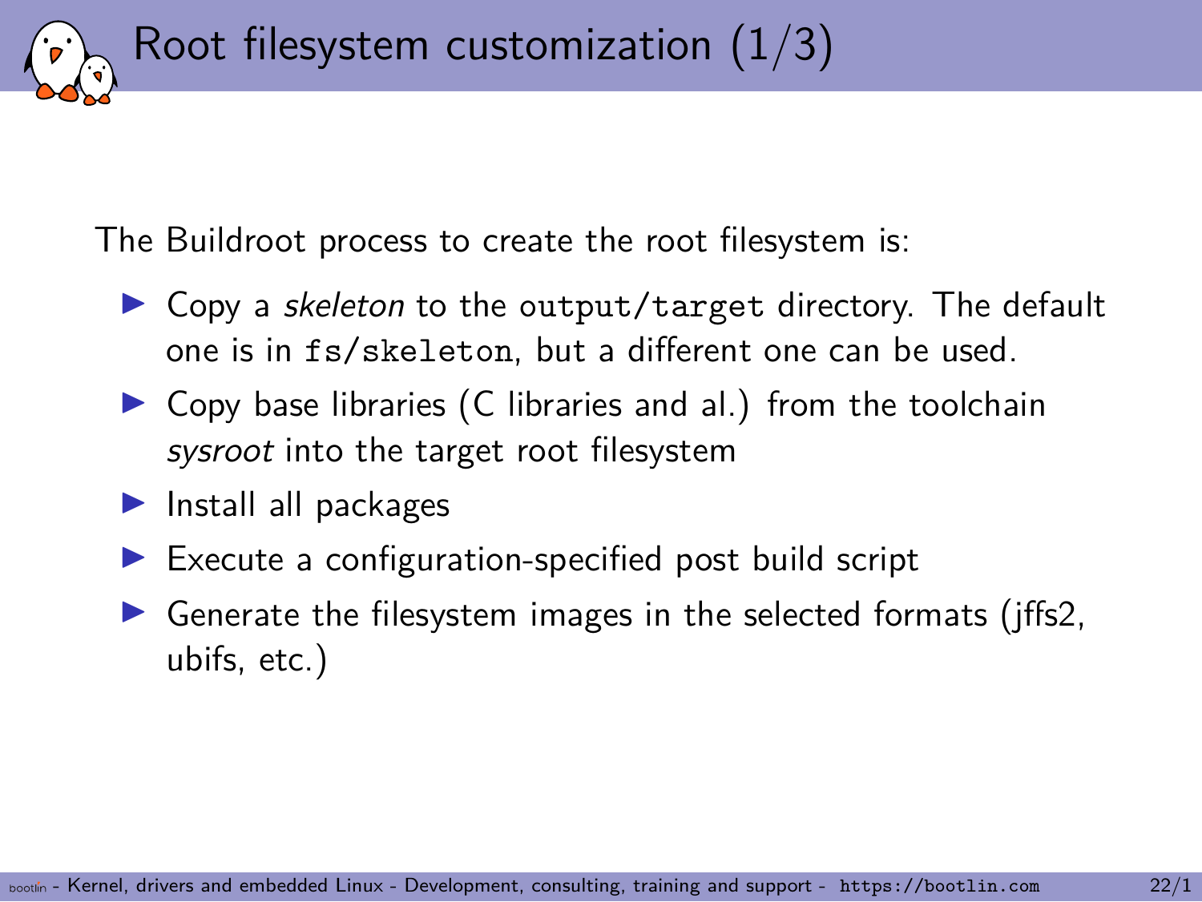# Root filesystem customization (1/3)

The Buildroot process to create the root filesystem is:

- Copy a *skeleton* to the `output/target` directory. The default one is in `fs/skeleton`, but a different one can be used.
- Copy base libraries (C libraries and al.) from the toolchain *sysroot* into the target root filesystem
- Install all packages
- Execute a configuration-specified post build script
- Generate the filesystem images in the selected formats (jffs2, ubifs, etc.)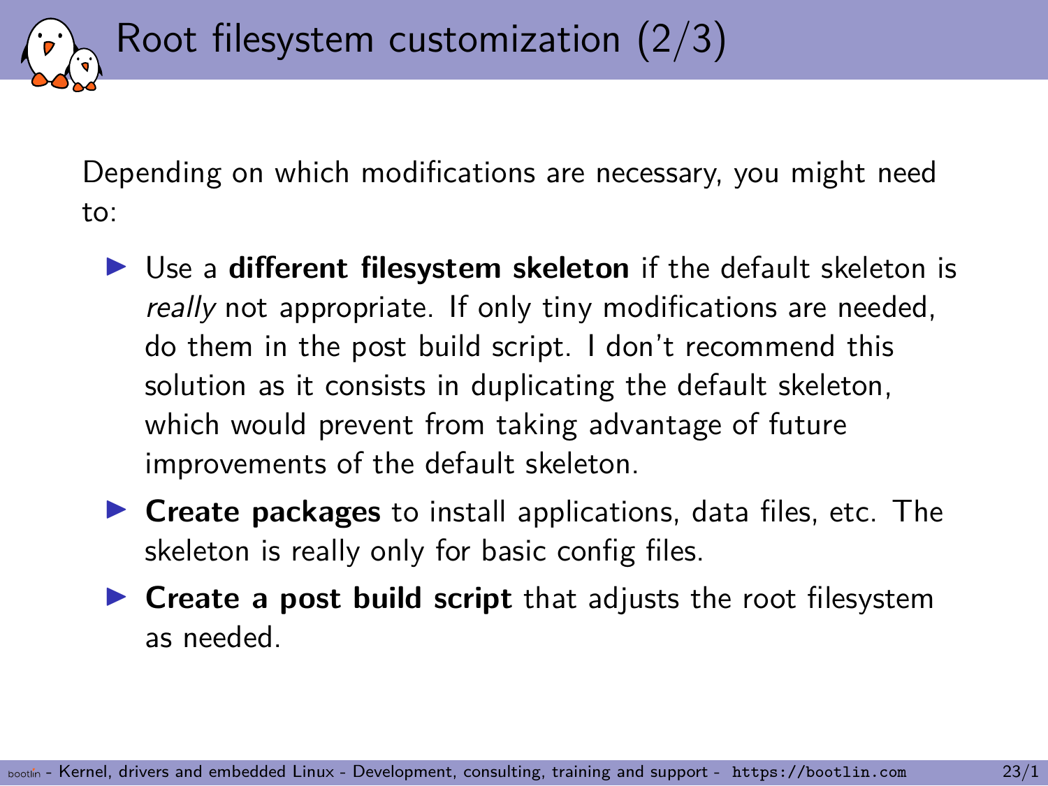# Root filesystem customization (2/3)

Depending on which modifications are necessary, you might need to:

- Use a **different filesystem skeleton** if the default skeleton is *really* not appropriate. If only tiny modifications are needed, do them in the post build script. I don't recommend this solution as it consists in duplicating the default skeleton, which would prevent from taking advantage of future improvements of the default skeleton.
- **Create packages** to install applications, data files, etc. The skeleton is really only for basic config files.
- **Create a post build script** that adjusts the root filesystem as needed.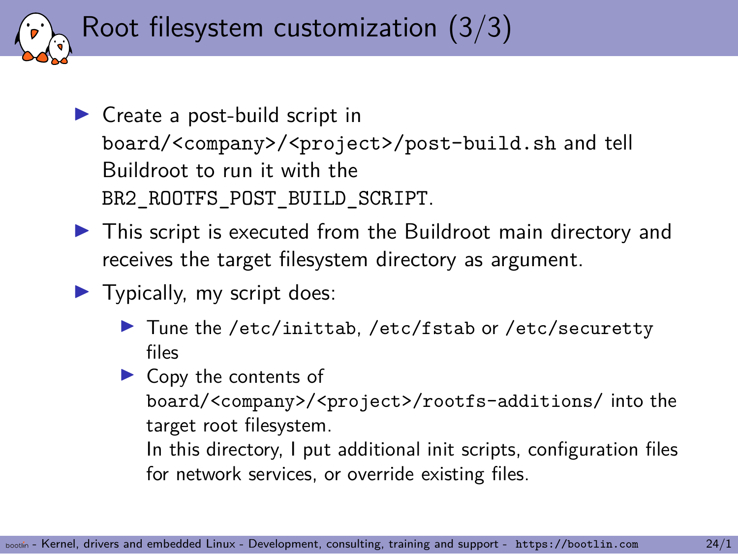# Root filesystem customization (3/3)

- Create a post-build script in `board/<company>/<project>/post-build.sh` and tell Buildroot to run it with the `BR2_ROOTFS_POST_BUILD_SCRIPT`.
- This script is executed from the Buildroot main directory and receives the target filesystem directory as argument.
- Typically, my script does:
  - Tune the `/etc/inittab`, `/etc/fstab` or `/etc/securetty` files
  - Copy the contents of `board/<company>/<project>/rootfs-additions/` into the target root filesystem.
    In this directory, I put additional init scripts, configuration files for network services, or override existing files.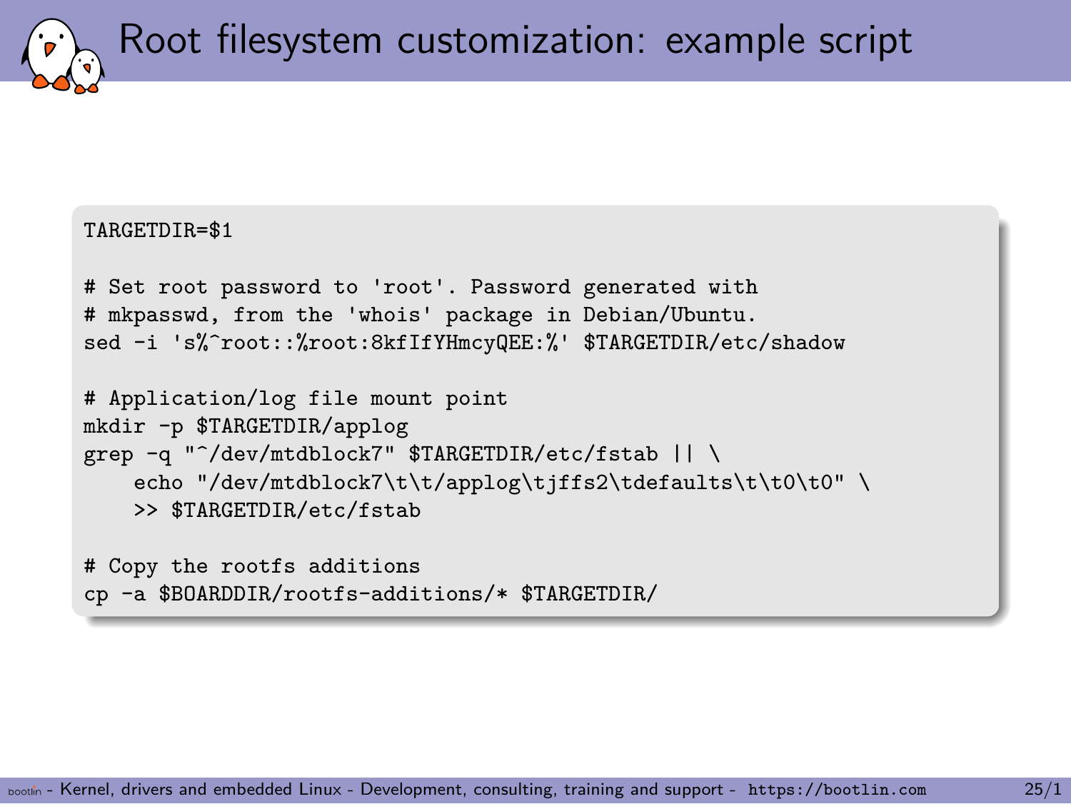# Root filesystem customization: example script

```
TARGETDIR=$1

# Set root password to 'root'. Password generated with
# mkpasswd, from the 'whois' package in Debian/Ubuntu.
sed -i 's%^root::%root:8kfIfYHmcyQEE:%' $TARGETDIR/etc/shadow

# Application/log file mount point
mkdir -p $TARGETDIR/applog
grep -q "^/dev/mtdblock7" $TARGETDIR/etc/fstab || \
    echo "/dev/mtdblock7\t\t/applog\tjffs2\tdefaults\t\t0\t0" \
    >> $TARGETDIR/etc/fstab

# Copy the rootfs additions
cp -a $BOARDDIR/rootfs-additions/* $TARGETDIR/
```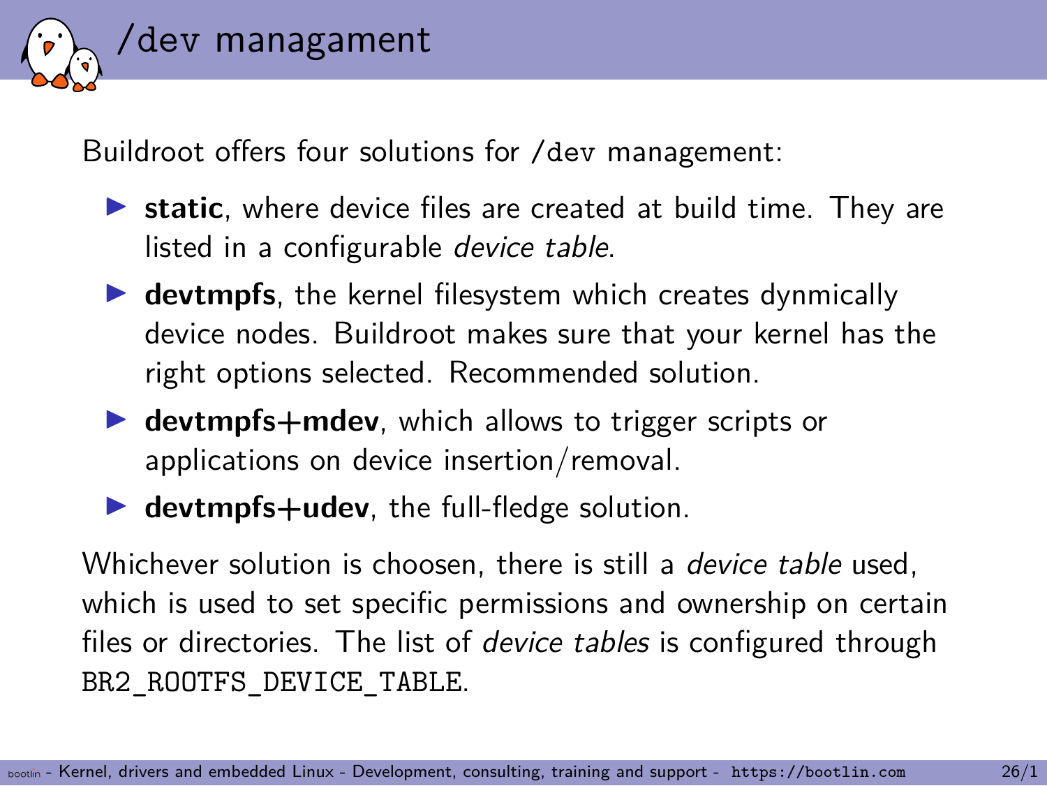# /dev managament

Buildroot offers four solutions for `/dev` management:

- **static**, where device files are created at build time. They are listed in a configurable *device table*.
- **devtmpfs**, the kernel filesystem which creates dynmically device nodes. Buildroot makes sure that your kernel has the right options selected. Recommended solution.
- **devtmpfs+mdev**, which allows to trigger scripts or applications on device insertion/removal.
- **devtmpfs+udev**, the full-fledge solution.

Whichever solution is choosen, there is still a *device table* used, which is used to set specific permissions and ownership on certain files or directories. The list of *device tables* is configured through `BR2_ROOTFS_DEVICE_TABLE`.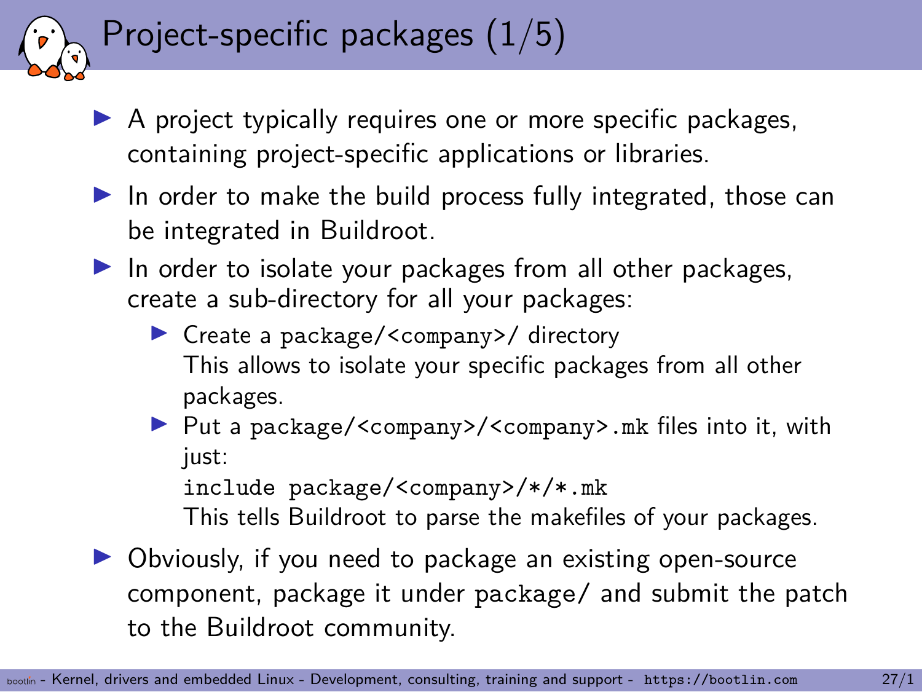# Project-specific packages (1/5)

- A project typically requires one or more specific packages, containing project-specific applications or libraries.
- In order to make the build process fully integrated, those can be integrated in Buildroot.
- In order to isolate your packages from all other packages, create a sub-directory for all your packages:
  - Create a `package/<company>/` directory
    This allows to isolate your specific packages from all other packages.
  - Put a `package/<company>/<company>.mk` files into it, with just:
    `include package/<company>/*/*.mk`
    This tells Buildroot to parse the makefiles of your packages.
- Obviously, if you need to package an existing open-source component, package it under `package/` and submit the patch to the Buildroot community.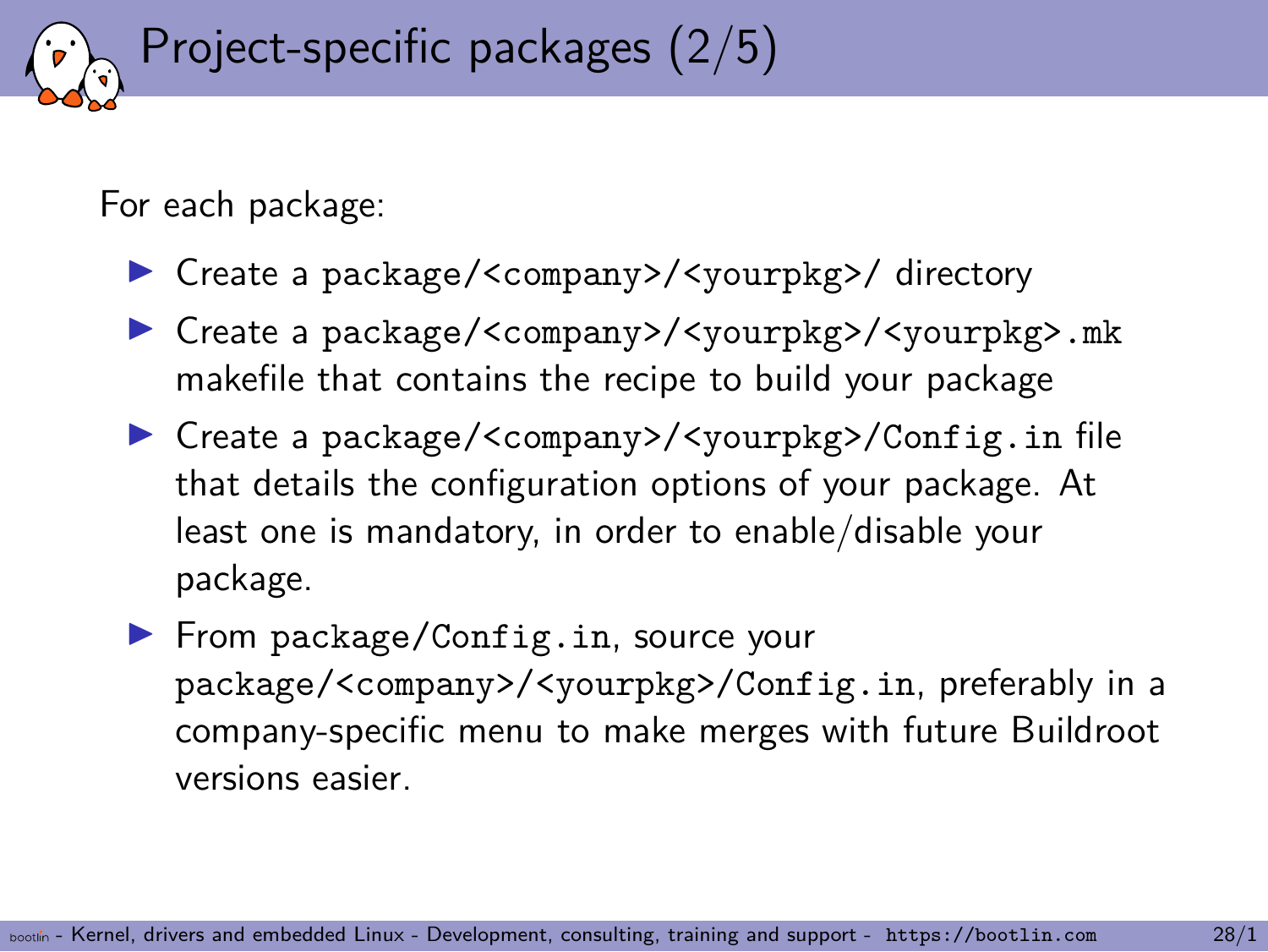# Project-specific packages (2/5)

For each package:

- Create a `package/<company>/<yourpkg>/` directory
- Create a `package/<company>/<yourpkg>/<yourpkg>.mk` makefile that contains the recipe to build your package
- Create a `package/<company>/<yourpkg>/Config.in` file that details the configuration options of your package. At least one is mandatory, in order to enable/disable your package.
- From `package/Config.in`, source your `package/<company>/<yourpkg>/Config.in`, preferably in a company-specific menu to make merges with future Buildroot versions easier.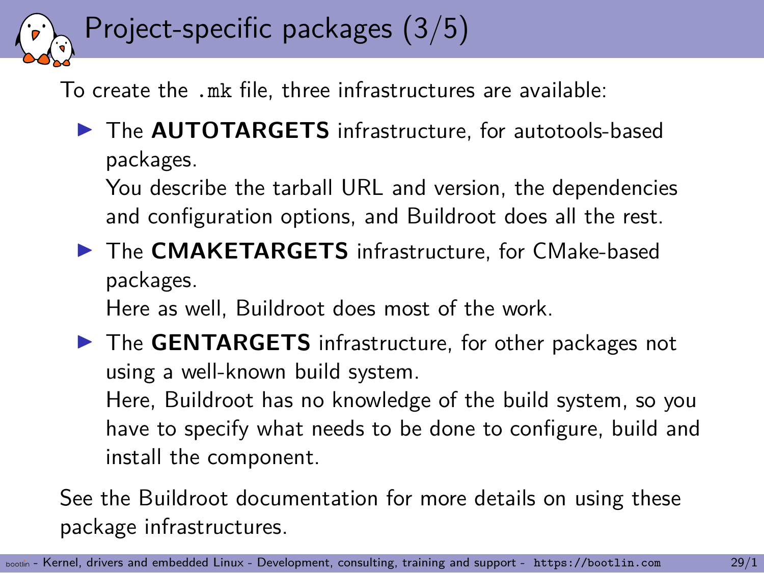# Project-specific packages (3/5)

To create the `.mk` file, three infrastructures are available:

- The **AUTOTARGETS** infrastructure, for autotools-based packages.
  You describe the tarball URL and version, the dependencies and configuration options, and Buildroot does all the rest.
- The **CMAKETARGETS** infrastructure, for CMake-based packages.
  Here as well, Buildroot does most of the work.
- The **GENTARGETS** infrastructure, for other packages not using a well-known build system.
  Here, Buildroot has no knowledge of the build system, so you have to specify what needs to be done to configure, build and install the component.

See the Buildroot documentation for more details on using these package infrastructures.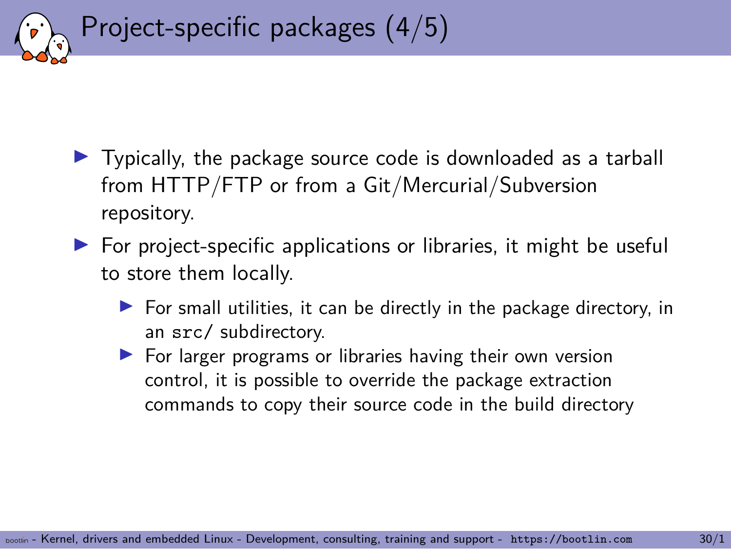# Project-specific packages (4/5)

- Typically, the package source code is downloaded as a tarball from HTTP/FTP or from a Git/Mercurial/Subversion repository.
- For project-specific applications or libraries, it might be useful to store them locally.
  - For small utilities, it can be directly in the package directory, in an `src/` subdirectory.
  - For larger programs or libraries having their own version control, it is possible to override the package extraction commands to copy their source code in the build directory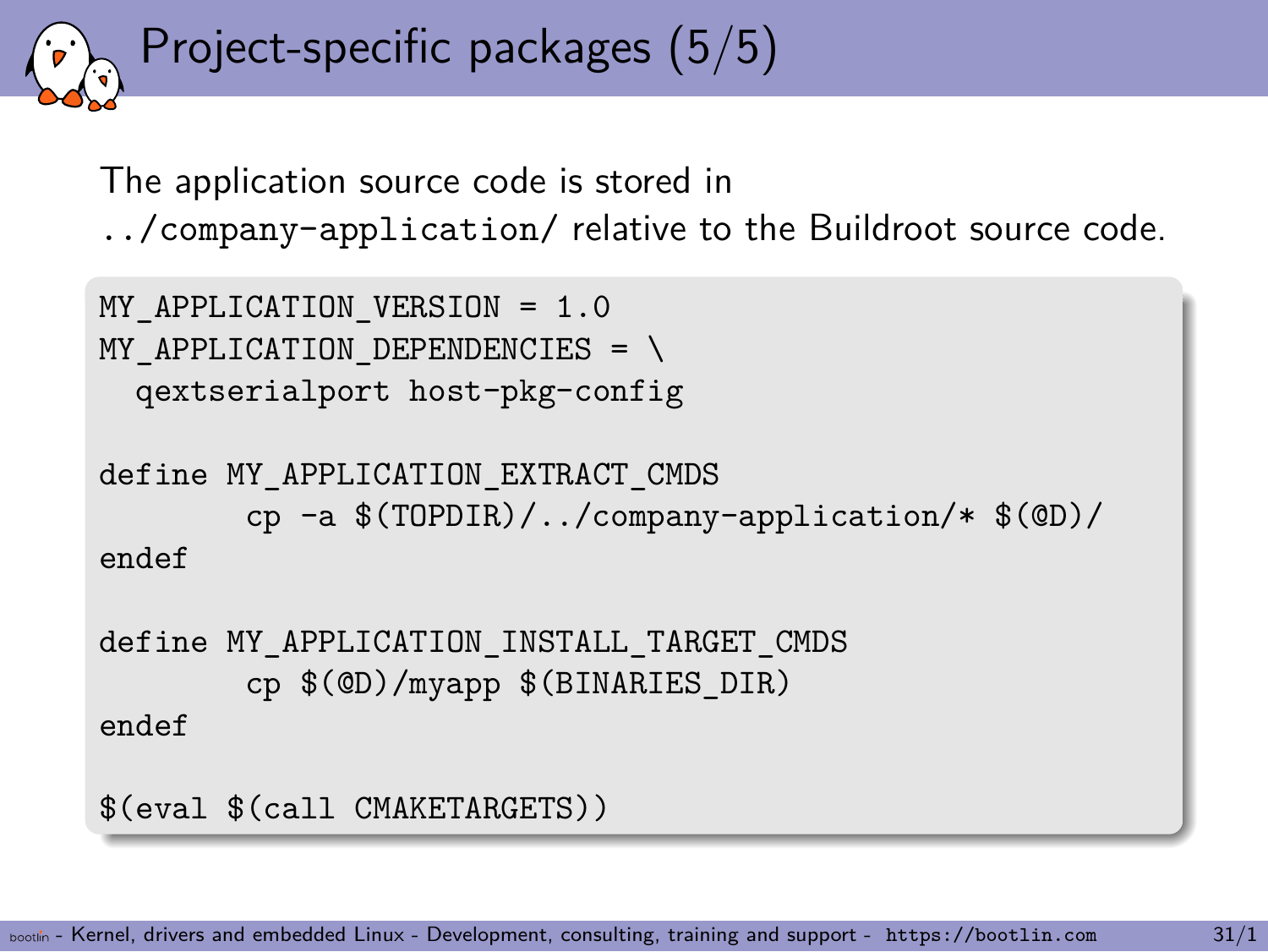# Project-specific packages (5/5)

The application source code is stored in `../company-application/` relative to the Buildroot source code.

```
MY_APPLICATION_VERSION = 1.0
MY_APPLICATION_DEPENDENCIES = \
  qextserialport host-pkg-config

define MY_APPLICATION_EXTRACT_CMDS
        cp -a $(TOPDIR)/../company-application/* $(@D)/
endef

define MY_APPLICATION_INSTALL_TARGET_CMDS
        cp $(@D)/myapp $(BINARIES_DIR)
endef

$(eval $(call CMAKETARGETS))
```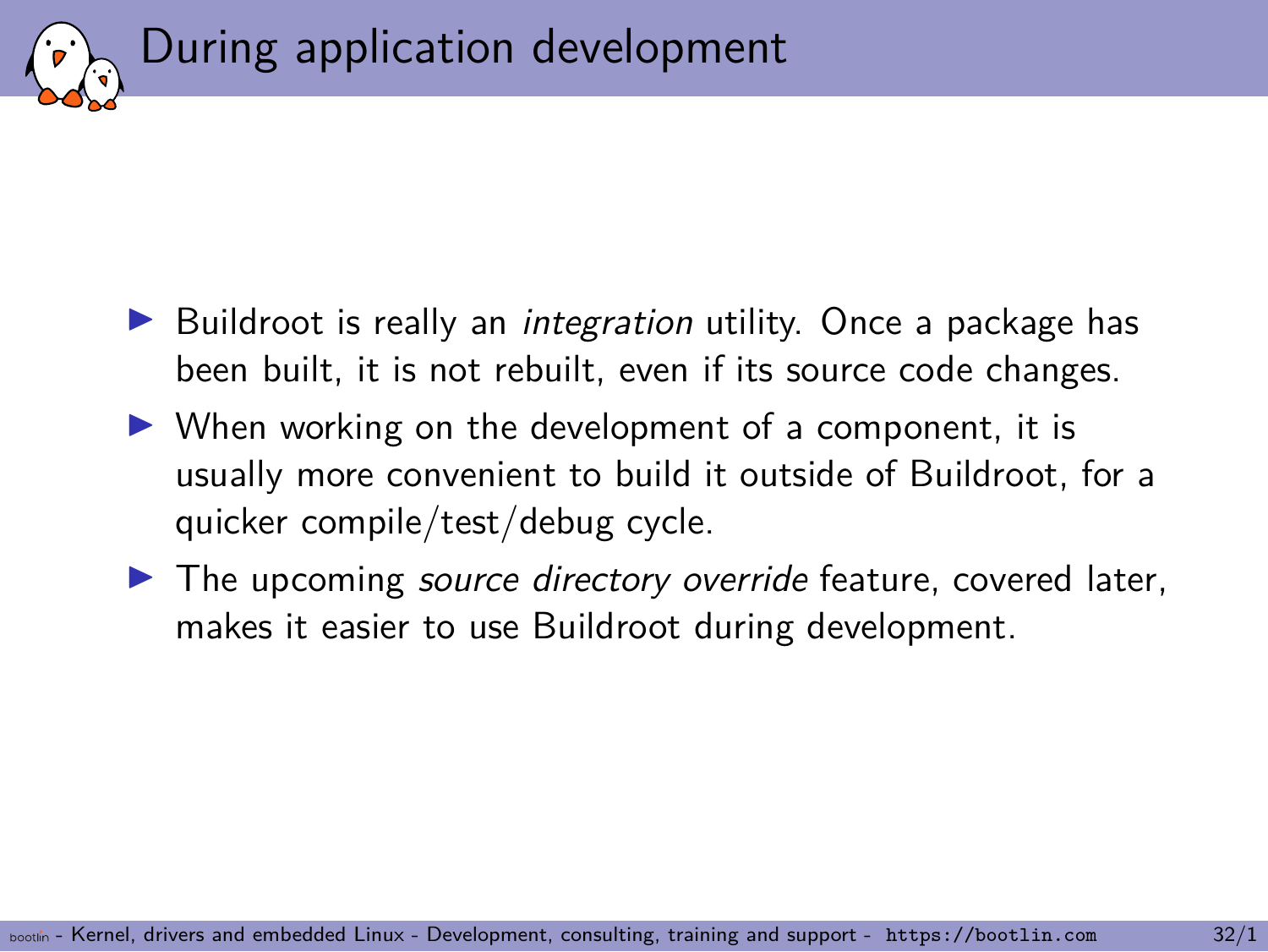# During application development

- Buildroot is really an *integration* utility. Once a package has been built, it is not rebuilt, even if its source code changes.
- When working on the development of a component, it is usually more convenient to build it outside of Buildroot, for a quicker compile/test/debug cycle.
- The upcoming *source directory override* feature, covered later, makes it easier to use Buildroot during development.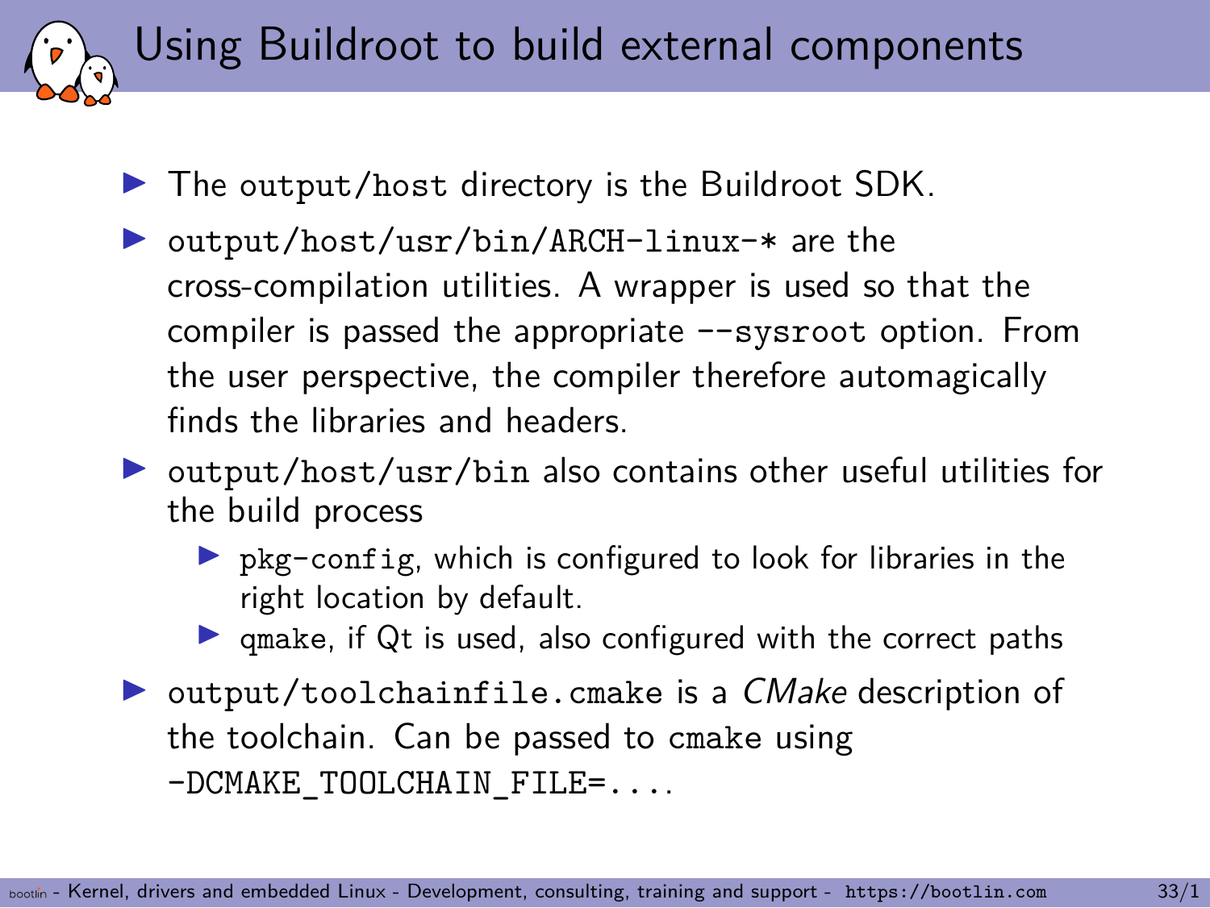# Using Buildroot to build external components

- The `output/host` directory is the Buildroot SDK.
- `output/host/usr/bin/ARCH-linux-*` are the cross-compilation utilities. A wrapper is used so that the compiler is passed the appropriate `--sysroot` option. From the user perspective, the compiler therefore automagically finds the libraries and headers.
- `output/host/usr/bin` also contains other useful utilities for the build process
  - `pkg-config`, which is configured to look for libraries in the right location by default.
  - `qmake`, if Qt is used, also configured with the correct paths
- `output/toolchainfile.cmake` is a *CMake* description of the toolchain. Can be passed to `cmake` using `-DCMAKE_TOOLCHAIN_FILE=....`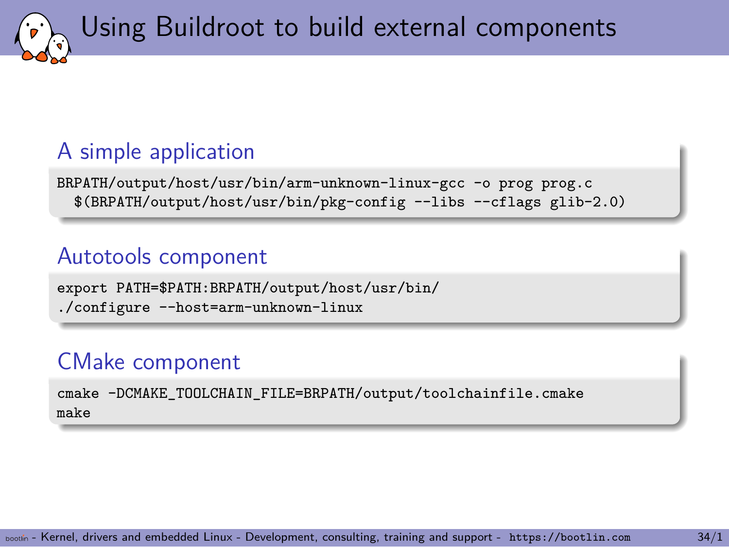# Using Buildroot to build external components

## A simple application

```
BRPATH/output/host/usr/bin/arm-unknown-linux-gcc -o prog prog.c
  $(BRPATH/output/host/usr/bin/pkg-config --libs --cflags glib-2.0)
```

## Autotools component

```
export PATH=$PATH:BRPATH/output/host/usr/bin/
./configure --host=arm-unknown-linux
```

## CMake component

```
cmake -DCMAKE_TOOLCHAIN_FILE=BRPATH/output/toolchainfile.cmake
make
```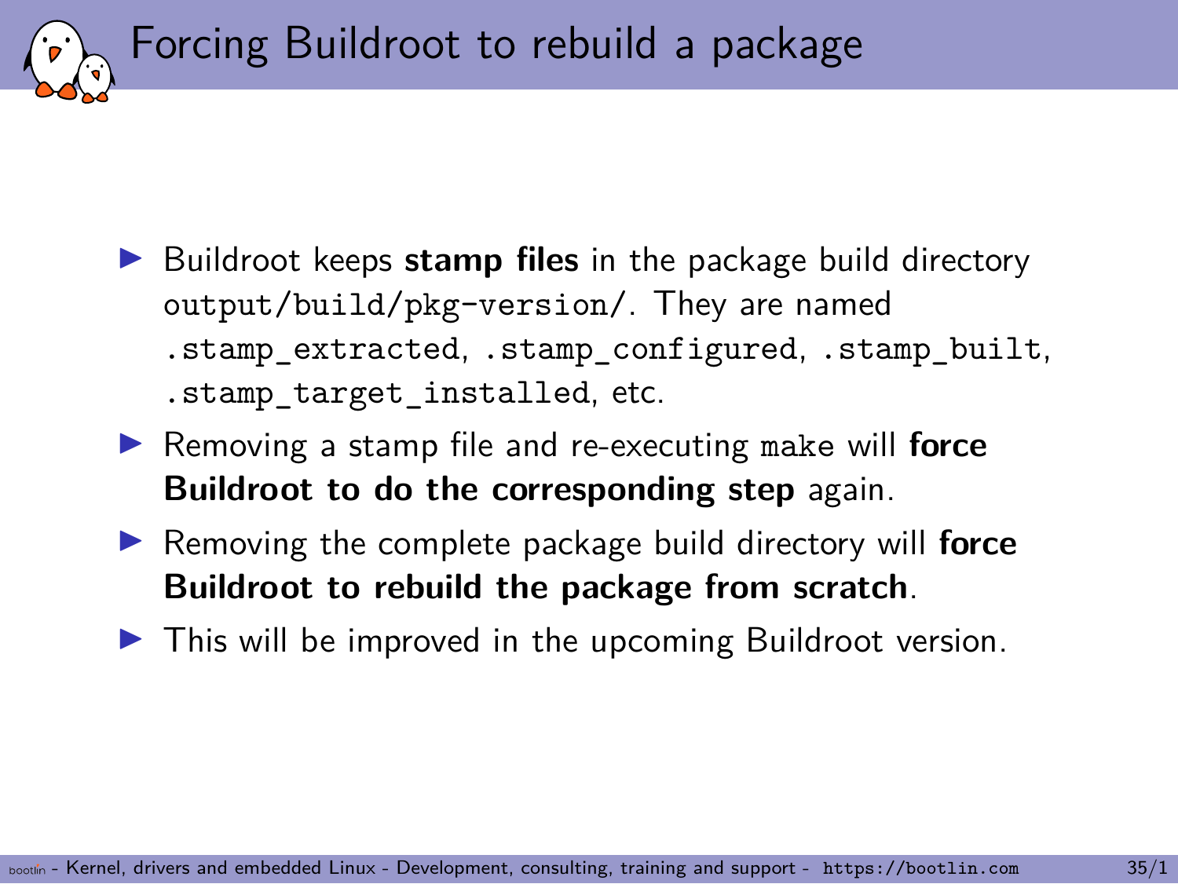# Forcing Buildroot to rebuild a package

- Buildroot keeps **stamp files** in the package build directory `output/build/pkg-version/`. They are named `.stamp_extracted`, `.stamp_configured`, `.stamp_built`, `.stamp_target_installed`, etc.
- Removing a stamp file and re-executing `make` will **force Buildroot to do the corresponding step** again.
- Removing the complete package build directory will **force Buildroot to rebuild the package from scratch**.
- This will be improved in the upcoming Buildroot version.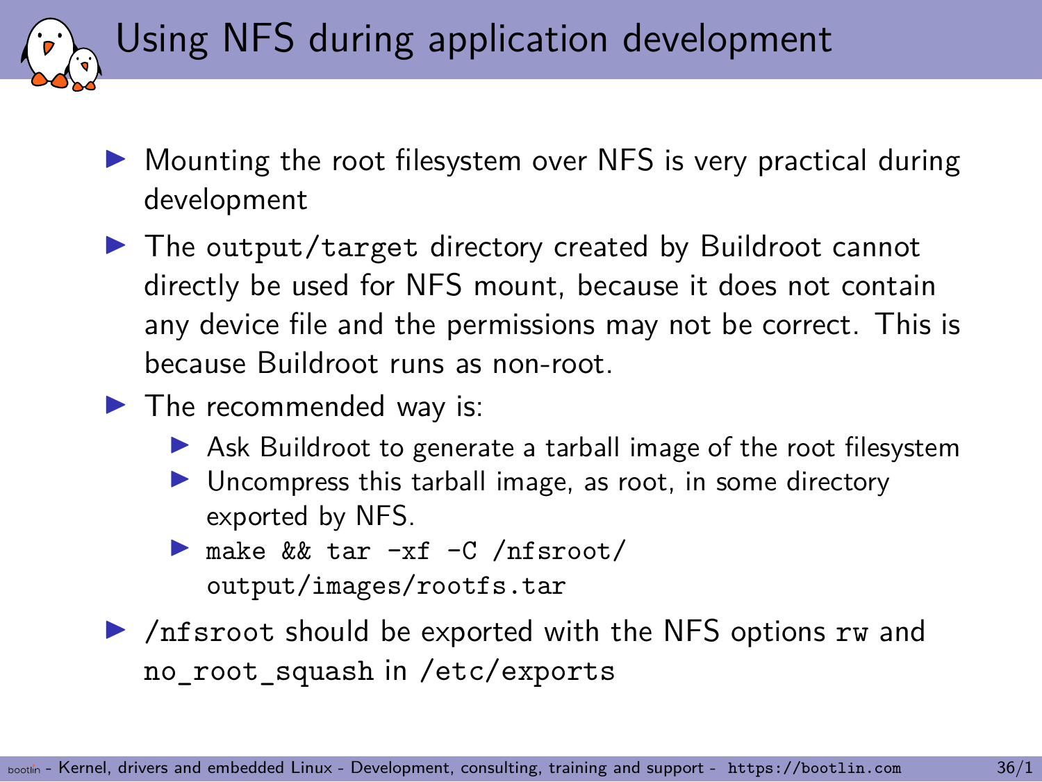# Using NFS during application development

- Mounting the root filesystem over NFS is very practical during development
- The `output/target` directory created by Buildroot cannot directly be used for NFS mount, because it does not contain any device file and the permissions may not be correct. This is because Buildroot runs as non-root.
- The recommended way is:
  - Ask Buildroot to generate a tarball image of the root filesystem
  - Uncompress this tarball image, as root, in some directory exported by NFS.
  - `make && tar -xf -C /nfsroot/ output/images/rootfs.tar`
- `/nfsroot` should be exported with the NFS options `rw` and `no_root_squash` in `/etc/exports`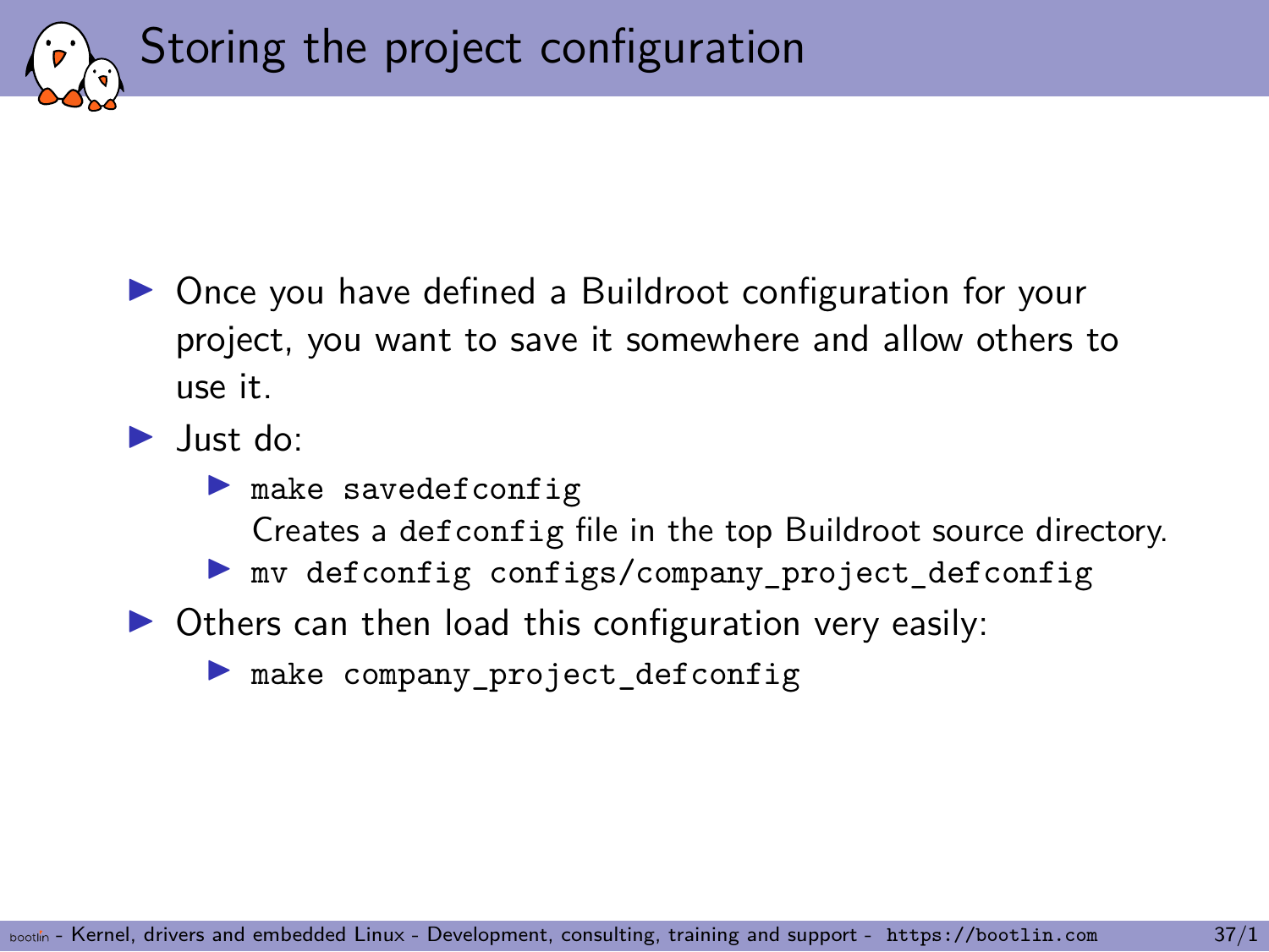# Storing the project configuration

- Once you have defined a Buildroot configuration for your project, you want to save it somewhere and allow others to use it.
- Just do:
  - `make savedefconfig`
    Creates a `defconfig` file in the top Buildroot source directory.
  - `mv defconfig configs/company_project_defconfig`
- Others can then load this configuration very easily:
  - `make company_project_defconfig`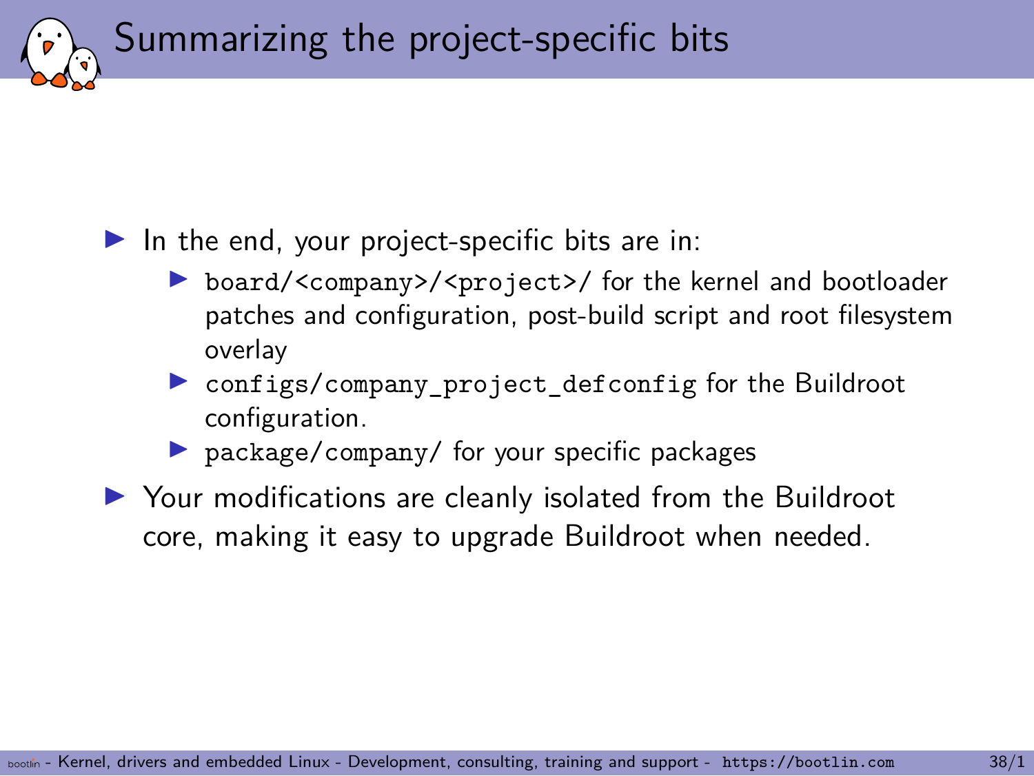# Summarizing the project-specific bits

- In the end, your project-specific bits are in:
  - `board/<company>/<project>/` for the kernel and bootloader patches and configuration, post-build script and root filesystem overlay
  - `configs/company_project_defconfig` for the Buildroot configuration.
  - `package/company/` for your specific packages
- Your modifications are cleanly isolated from the Buildroot core, making it easy to upgrade Buildroot when needed.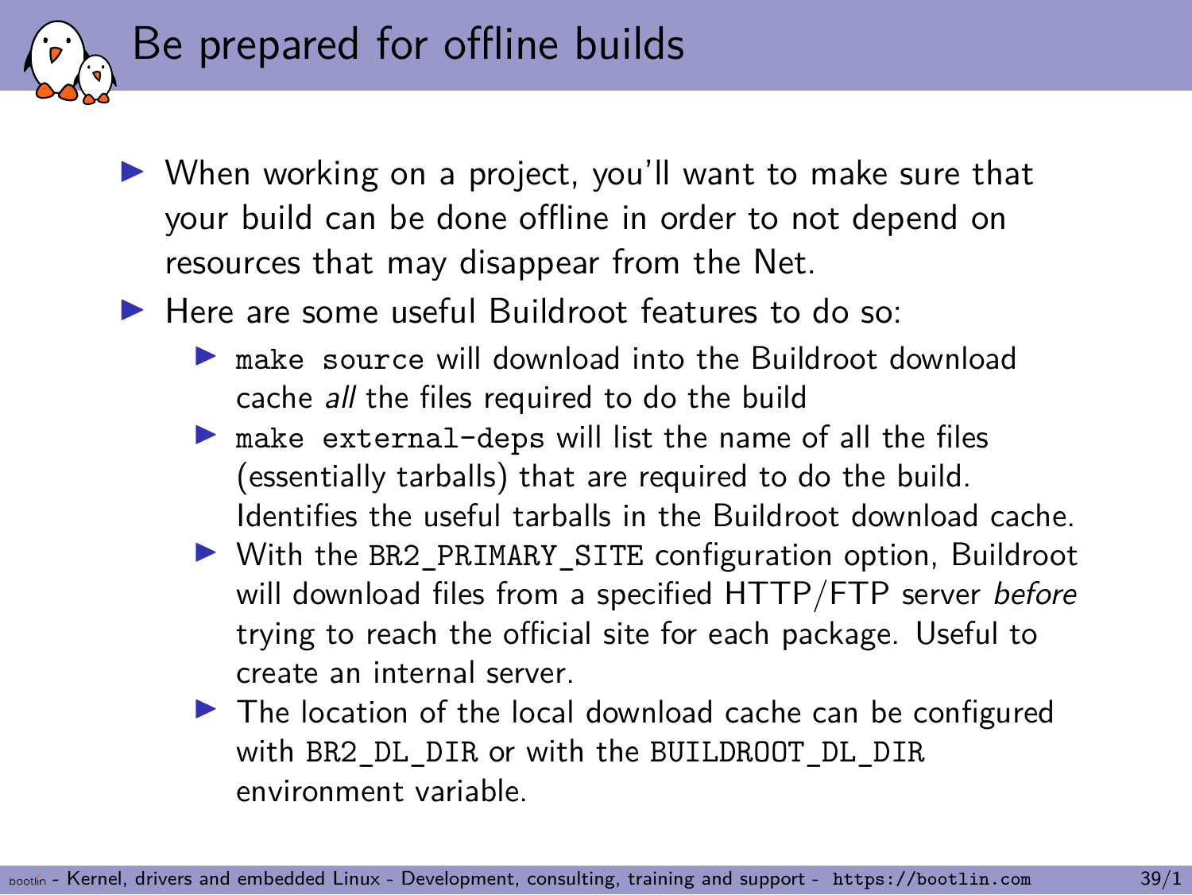# Be prepared for offline builds

- When working on a project, you'll want to make sure that your build can be done offline in order to not depend on resources that may disappear from the Net.
- Here are some useful Buildroot features to do so:
  - `make source` will download into the Buildroot download cache *all* the files required to do the build
  - `make external-deps` will list the name of all the files (essentially tarballs) that are required to do the build. Identifies the useful tarballs in the Buildroot download cache.
  - With the `BR2_PRIMARY_SITE` configuration option, Buildroot will download files from a specified HTTP/FTP server *before* trying to reach the official site for each package. Useful to create an internal server.
  - The location of the local download cache can be configured with `BR2_DL_DIR` or with the `BUILDROOT_DL_DIR` environment variable.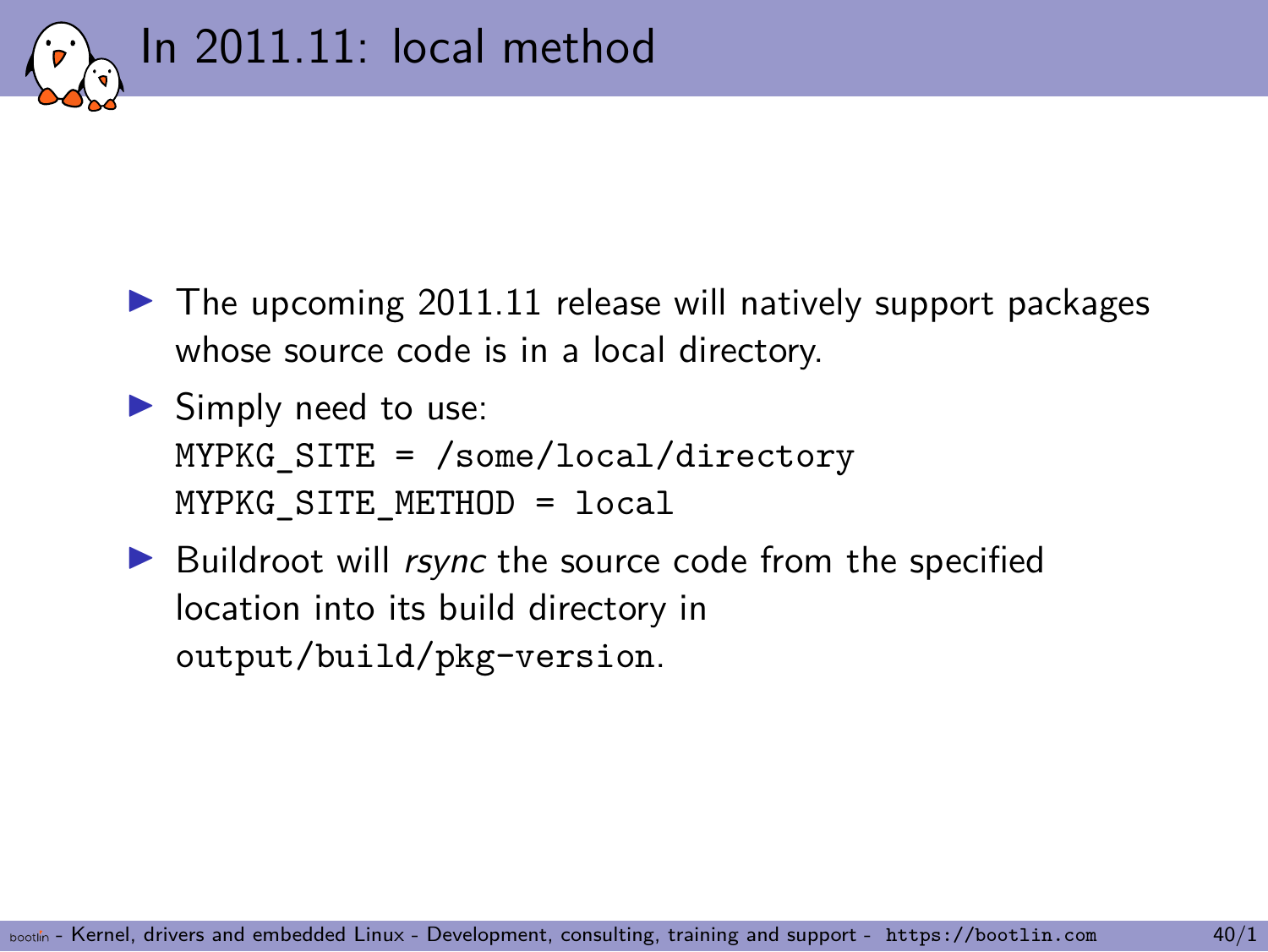# In 2011.11: local method

- The upcoming 2011.11 release will natively support packages whose source code is in a local directory.
- Simply need to use:
  ```
  MYPKG_SITE = /some/local/directory
  MYPKG_SITE_METHOD = local
  ```
- Buildroot will *rsync* the source code from the specified location into its build directory in `output/build/pkg-version`.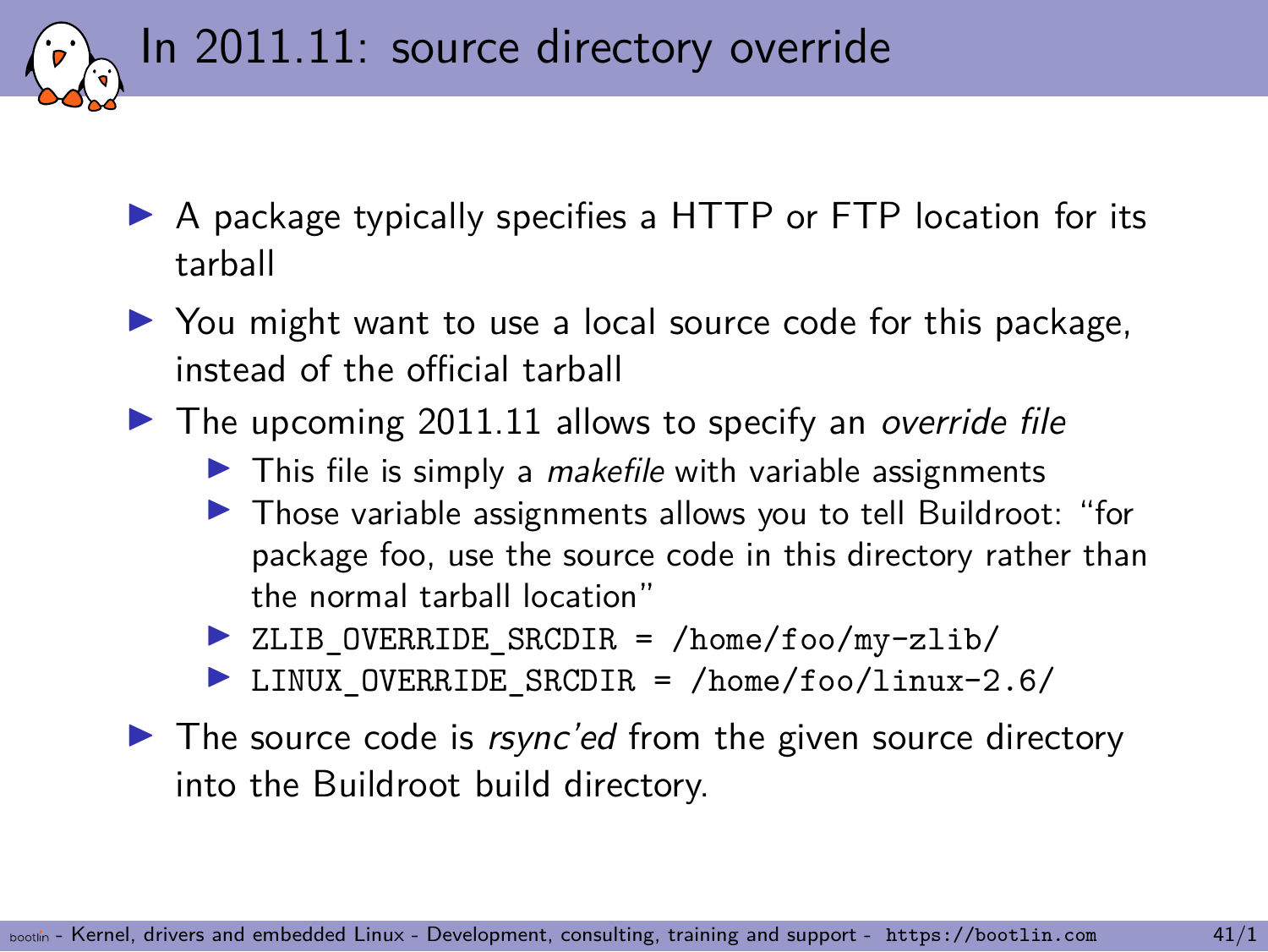# In 2011.11: source directory override

- A package typically specifies a HTTP or FTP location for its tarball
- You might want to use a local source code for this package, instead of the official tarball
- The upcoming 2011.11 allows to specify an *override file*
  - This file is simply a *makefile* with variable assignments
  - Those variable assignments allows you to tell Buildroot: "for package foo, use the source code in this directory rather than the normal tarball location"
  - `ZLIB_OVERRIDE_SRCDIR = /home/foo/my-zlib/`
  - `LINUX_OVERRIDE_SRCDIR = /home/foo/linux-2.6/`
- The source code is *rsync'ed* from the given source directory into the Buildroot build directory.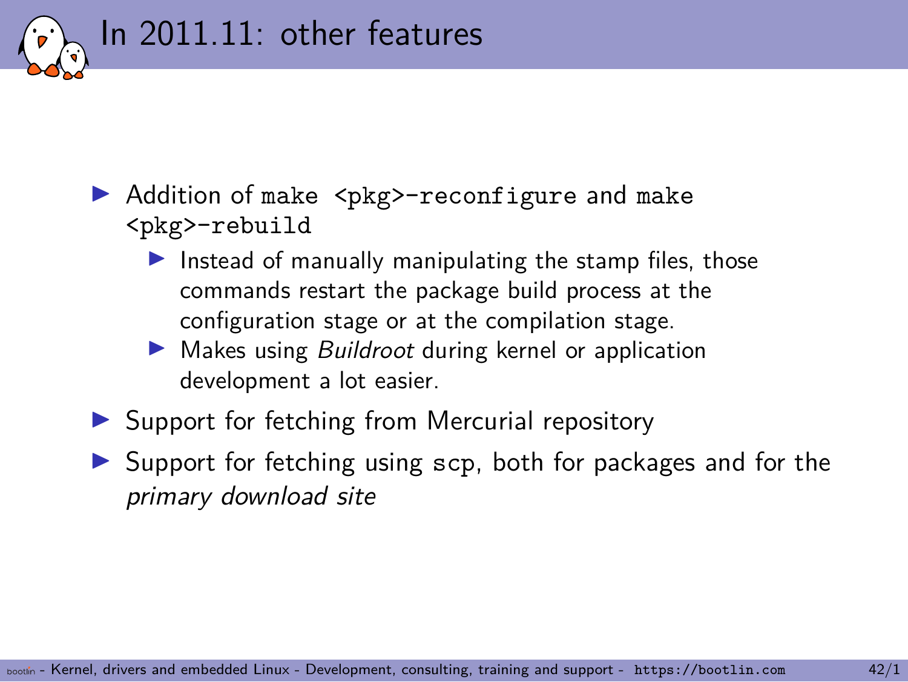# In 2011.11: other features

- Addition of `make <pkg>-reconfigure` and `make <pkg>-rebuild`
  - Instead of manually manipulating the stamp files, those commands restart the package build process at the configuration stage or at the compilation stage.
  - Makes using *Buildroot* during kernel or application development a lot easier.
- Support for fetching from Mercurial repository
- Support for fetching using `scp`, both for packages and for the *primary download site*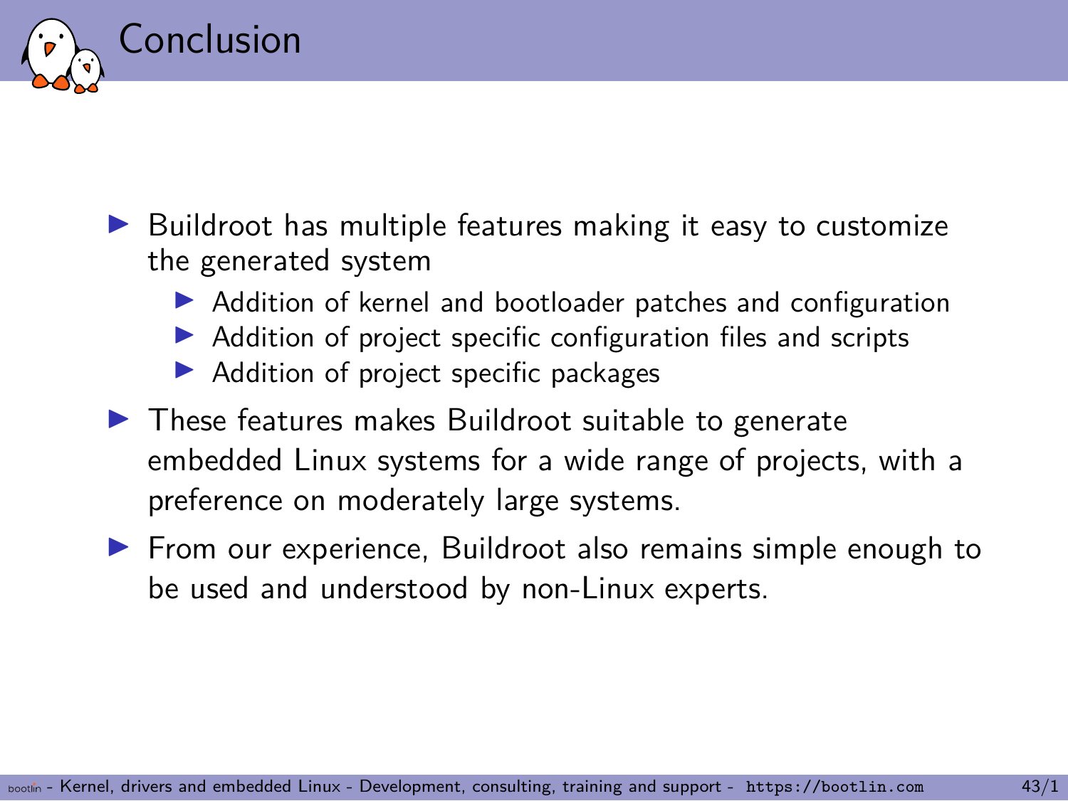# Conclusion

- Buildroot has multiple features making it easy to customize the generated system
  - Addition of kernel and bootloader patches and configuration
  - Addition of project specific configuration files and scripts
  - Addition of project specific packages
- These features makes Buildroot suitable to generate embedded Linux systems for a wide range of projects, with a preference on moderately large systems.
- From our experience, Buildroot also remains simple enough to be used and understood by non-Linux experts.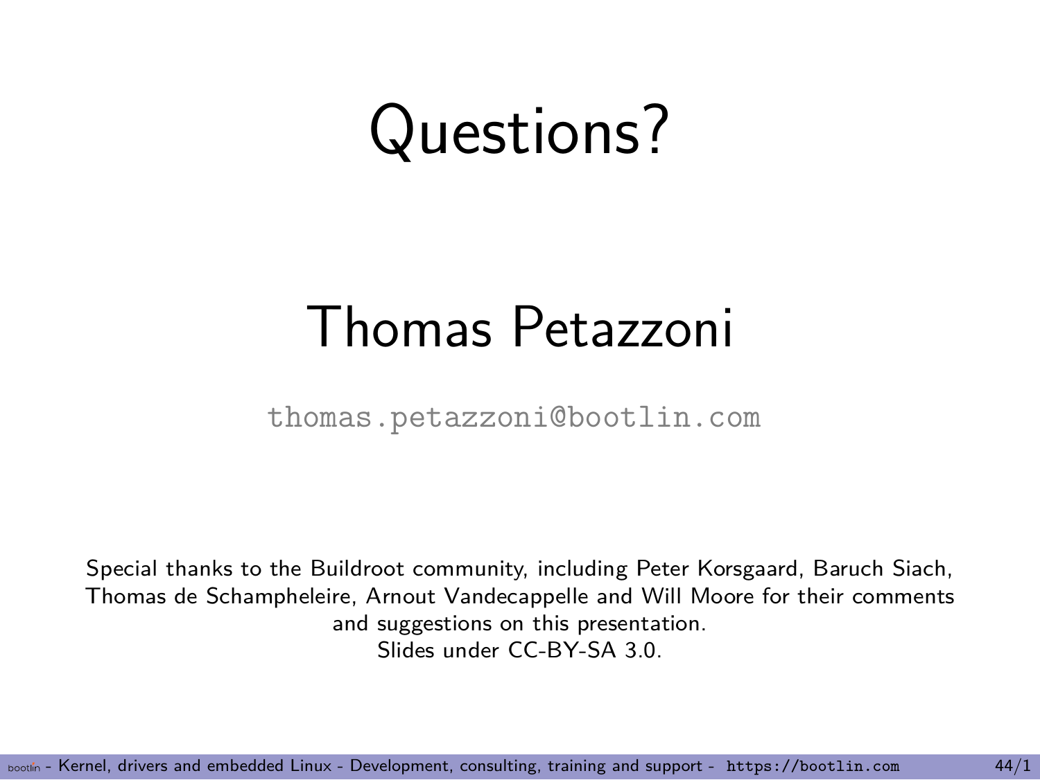# Questions?

## Thomas Petazzoni

thomas.petazzoni@bootlin.com

Special thanks to the Buildroot community, including Peter Korsgaard, Baruch Siach, Thomas de Schampheleire, Arnout Vandecappelle and Will Moore for their comments and suggestions on this presentation.

Slides under CC-BY-SA 3.0.